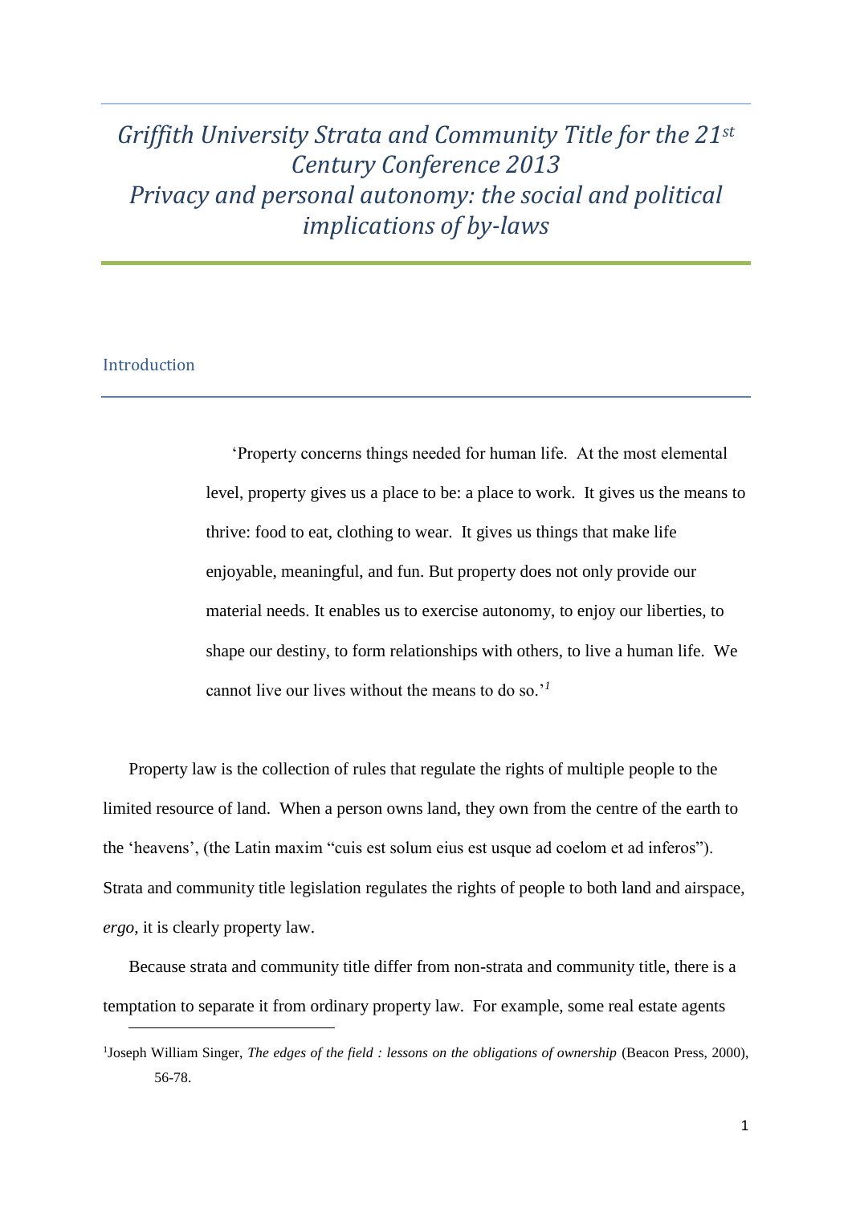# *Griffith University Strata and Community Title for the 21st Century Conference 2013*
# *Privacy and personal autonomy: the social and political implications of by-laws*

## Introduction

> 'Property concerns things needed for human life. At the most elemental level, property gives us a place to be: a place to work. It gives us the means to thrive: food to eat, clothing to wear. It gives us things that make life enjoyable, meaningful, and fun. But property does not only provide our material needs. It enables us to exercise autonomy, to enjoy our liberties, to shape our destiny, to form relationships with others, to live a human life. We cannot live our lives without the means to do so.'[1]

Property law is the collection of rules that regulate the rights of multiple people to the limited resource of land. When a person owns land, they own from the centre of the earth to the 'heavens', (the Latin maxim "cuis est solum eius est usque ad coelom et ad inferos"). Strata and community title legislation regulates the rights of people to both land and airspace, *ergo*, it is clearly property law.

Because strata and community title differ from non-strata and community title, there is a temptation to separate it from ordinary property law. For example, some real estate agents

---

[1] Joseph William Singer, *The edges of the field : lessons on the obligations of ownership* (Beacon Press, 2000), 56-78.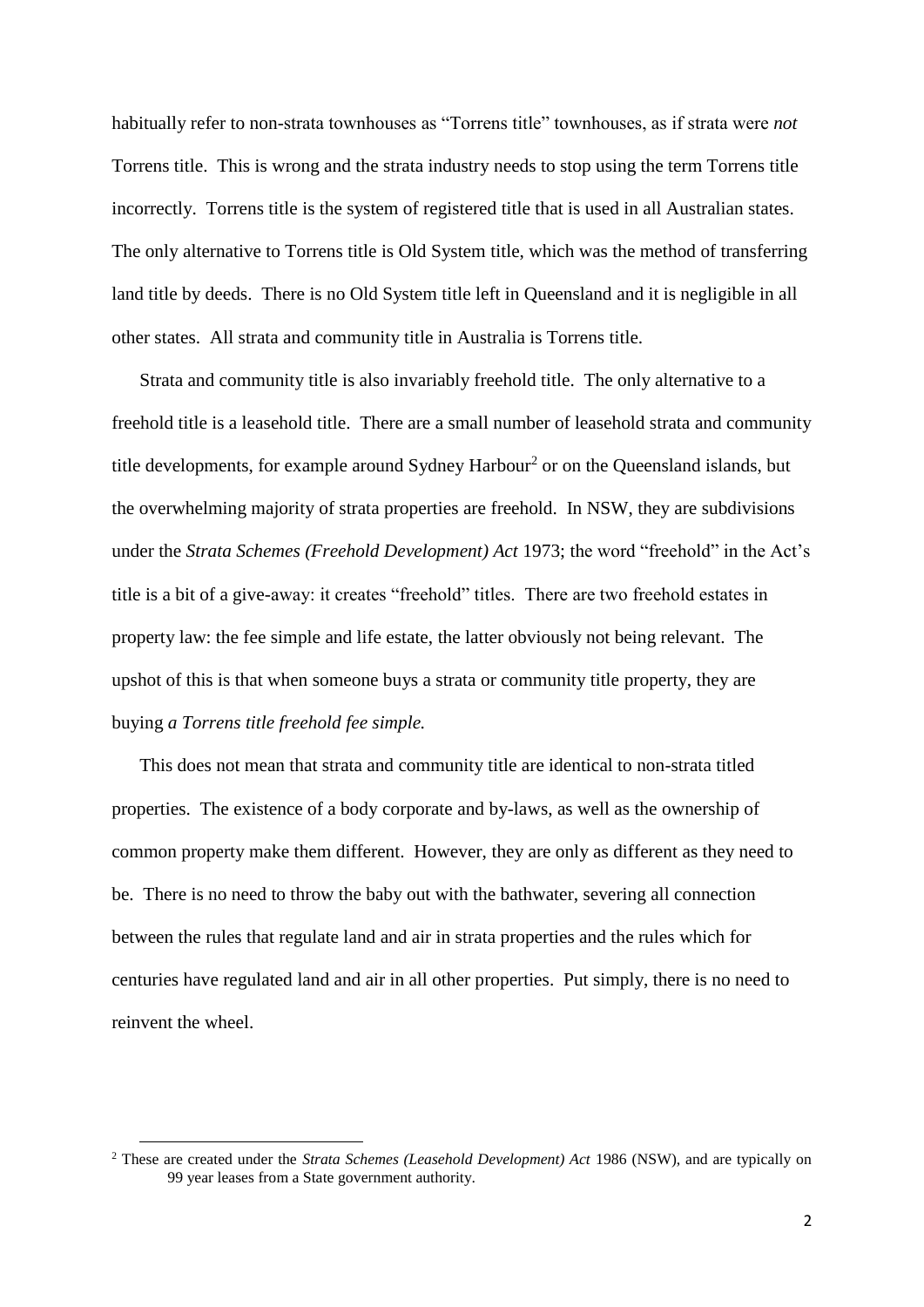habitually refer to non-strata townhouses as "Torrens title" townhouses, as if strata were *not* Torrens title. This is wrong and the strata industry needs to stop using the term Torrens title incorrectly. Torrens title is the system of registered title that is used in all Australian states. The only alternative to Torrens title is Old System title, which was the method of transferring land title by deeds. There is no Old System title left in Queensland and it is negligible in all other states. All strata and community title in Australia is Torrens title.

Strata and community title is also invariably freehold title. The only alternative to a freehold title is a leasehold title. There are a small number of leasehold strata and community title developments, for example around Sydney Harbour[2] or on the Queensland islands, but the overwhelming majority of strata properties are freehold. In NSW, they are subdivisions under the *Strata Schemes (Freehold Development) Act* 1973; the word "freehold" in the Act's title is a bit of a give-away: it creates "freehold" titles. There are two freehold estates in property law: the fee simple and life estate, the latter obviously not being relevant. The upshot of this is that when someone buys a strata or community title property, they are buying *a Torrens title freehold fee simple.*

This does not mean that strata and community title are identical to non-strata titled properties. The existence of a body corporate and by-laws, as well as the ownership of common property make them different. However, they are only as different as they need to be. There is no need to throw the baby out with the bathwater, severing all connection between the rules that regulate land and air in strata properties and the rules which for centuries have regulated land and air in all other properties. Put simply, there is no need to reinvent the wheel.

---

[2] These are created under the *Strata Schemes (Leasehold Development) Act* 1986 (NSW), and are typically on 99 year leases from a State government authority.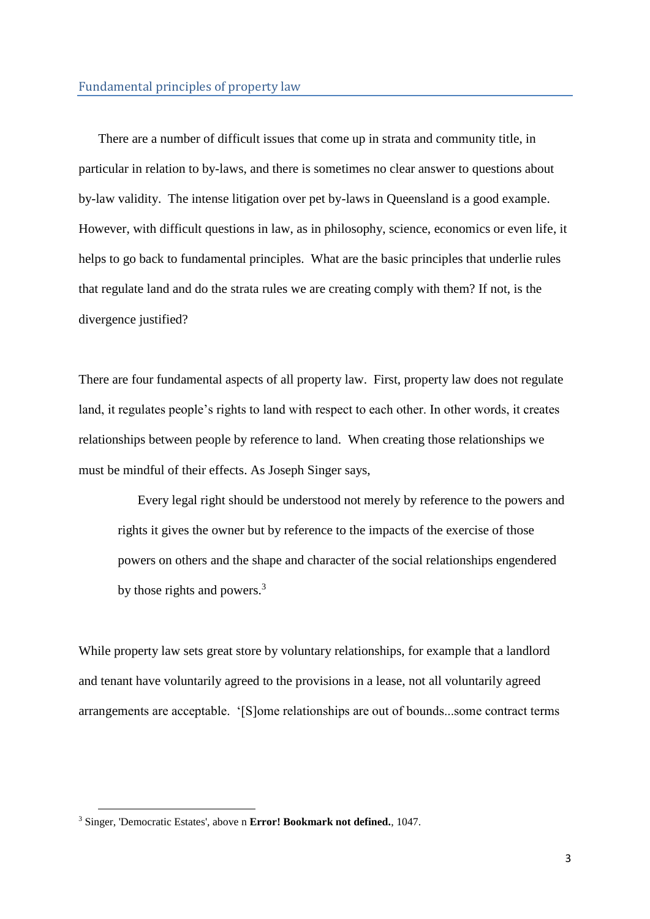## Fundamental principles of property law

There are a number of difficult issues that come up in strata and community title, in particular in relation to by-laws, and there is sometimes no clear answer to questions about by-law validity. The intense litigation over pet by-laws in Queensland is a good example. However, with difficult questions in law, as in philosophy, science, economics or even life, it helps to go back to fundamental principles. What are the basic principles that underlie rules that regulate land and do the strata rules we are creating comply with them? If not, is the divergence justified?

There are four fundamental aspects of all property law. First, property law does not regulate land, it regulates people's rights to land with respect to each other. In other words, it creates relationships between people by reference to land. When creating those relationships we must be mindful of their effects. As Joseph Singer says,

> Every legal right should be understood not merely by reference to the powers and rights it gives the owner but by reference to the impacts of the exercise of those powers on others and the shape and character of the social relationships engendered by those rights and powers.[3]

While property law sets great store by voluntary relationships, for example that a landlord and tenant have voluntarily agreed to the provisions in a lease, not all voluntarily agreed arrangements are acceptable. '[S]ome relationships are out of bounds...some contract terms

[3] Singer, 'Democratic Estates', above n **Error! Bookmark not defined.**, 1047.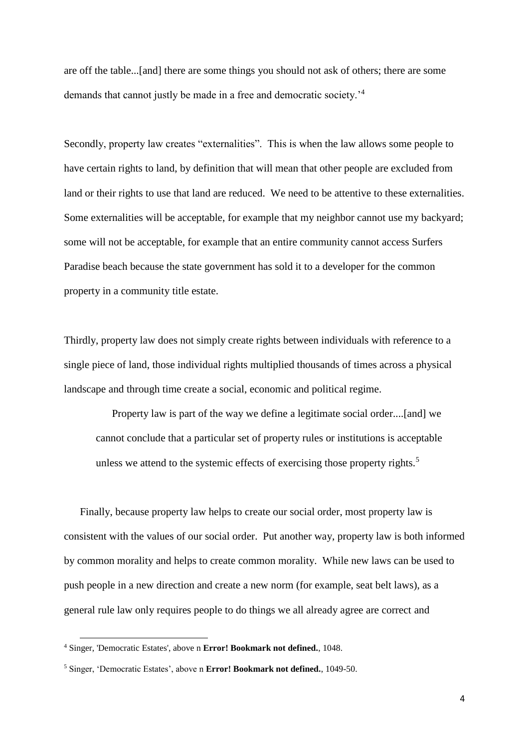are off the table...[and] there are some things you should not ask of others; there are some demands that cannot justly be made in a free and democratic society.'[4]

Secondly, property law creates "externalities". This is when the law allows some people to have certain rights to land, by definition that will mean that other people are excluded from land or their rights to use that land are reduced. We need to be attentive to these externalities. Some externalities will be acceptable, for example that my neighbor cannot use my backyard; some will not be acceptable, for example that an entire community cannot access Surfers Paradise beach because the state government has sold it to a developer for the common property in a community title estate.

Thirdly, property law does not simply create rights between individuals with reference to a single piece of land, those individual rights multiplied thousands of times across a physical landscape and through time create a social, economic and political regime.

> Property law is part of the way we define a legitimate social order....[and] we cannot conclude that a particular set of property rules or institutions is acceptable unless we attend to the systemic effects of exercising those property rights.[5]

Finally, because property law helps to create our social order, most property law is consistent with the values of our social order. Put another way, property law is both informed by common morality and helps to create common morality. While new laws can be used to push people in a new direction and create a new norm (for example, seat belt laws), as a general rule law only requires people to do things we all already agree are correct and

---

[4] Singer, 'Democratic Estates', above n **Error! Bookmark not defined.**, 1048.

[5] Singer, 'Democratic Estates', above n **Error! Bookmark not defined.**, 1049-50.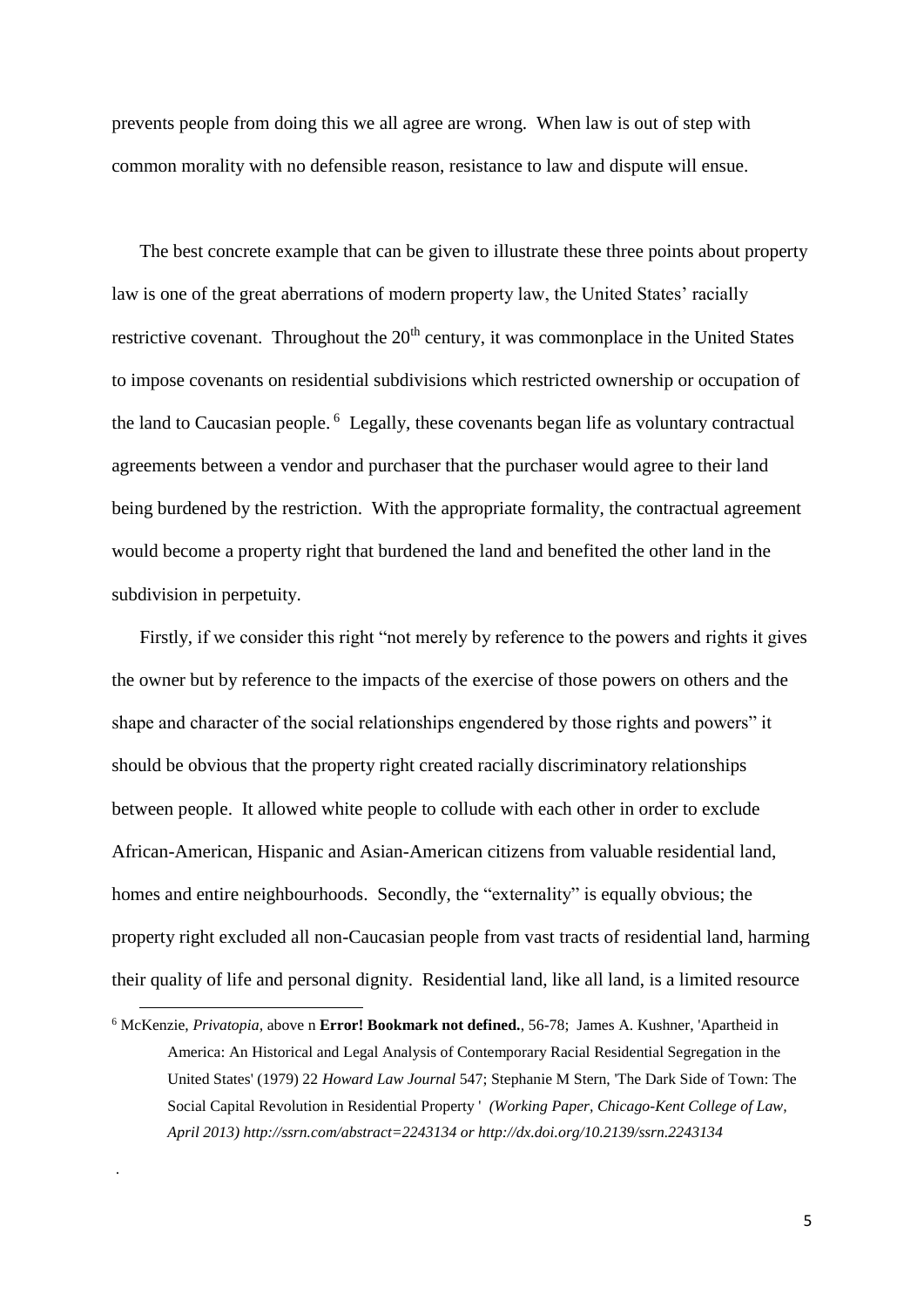prevents people from doing this we all agree are wrong. When law is out of step with common morality with no defensible reason, resistance to law and dispute will ensue.

The best concrete example that can be given to illustrate these three points about property law is one of the great aberrations of modern property law, the United States' racially restrictive covenant. Throughout the $20^{th}$ century, it was commonplace in the United States to impose covenants on residential subdivisions which restricted ownership or occupation of the land to Caucasian people.[6] Legally, these covenants began life as voluntary contractual agreements between a vendor and purchaser that the purchaser would agree to their land being burdened by the restriction. With the appropriate formality, the contractual agreement would become a property right that burdened the land and benefited the other land in the subdivision in perpetuity.

Firstly, if we consider this right "not merely by reference to the powers and rights it gives the owner but by reference to the impacts of the exercise of those powers on others and the shape and character of the social relationships engendered by those rights and powers" it should be obvious that the property right created racially discriminatory relationships between people. It allowed white people to collude with each other in order to exclude African-American, Hispanic and Asian-American citizens from valuable residential land, homes and entire neighbourhoods. Secondly, the "externality" is equally obvious; the property right excluded all non-Caucasian people from vast tracts of residential land, harming their quality of life and personal dignity. Residential land, like all land, is a limited resource

---

[6] McKenzie, *Privatopia,* above n **Error! Bookmark not defined.**, 56-78; James A. Kushner, 'Apartheid in America: An Historical and Legal Analysis of Contemporary Racial Residential Segregation in the United States' (1979) 22 *Howard Law Journal* 547; Stephanie M Stern, 'The Dark Side of Town: The Social Capital Revolution in Residential Property ' *(Working Paper, Chicago-Kent College of Law, April 2013) http://ssrn.com/abstract=2243134 or http://dx.doi.org/10.2139/ssrn.2243134*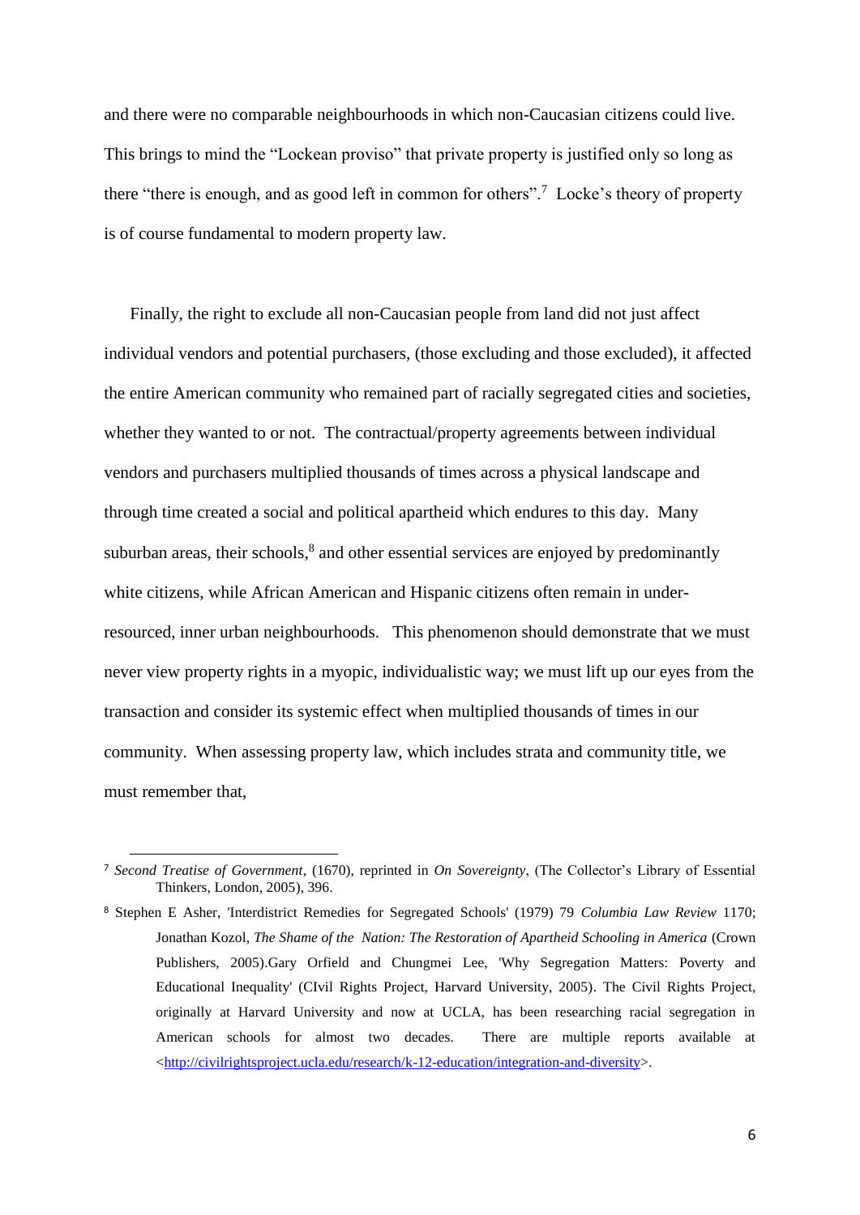and there were no comparable neighbourhoods in which non-Caucasian citizens could live. This brings to mind the "Lockean proviso" that private property is justified only so long as there "there is enough, and as good left in common for others".[7] Locke's theory of property is of course fundamental to modern property law.

Finally, the right to exclude all non-Caucasian people from land did not just affect individual vendors and potential purchasers, (those excluding and those excluded), it affected the entire American community who remained part of racially segregated cities and societies, whether they wanted to or not. The contractual/property agreements between individual vendors and purchasers multiplied thousands of times across a physical landscape and through time created a social and political apartheid which endures to this day. Many suburban areas, their schools,[8] and other essential services are enjoyed by predominantly white citizens, while African American and Hispanic citizens often remain in under-resourced, inner urban neighbourhoods. This phenomenon should demonstrate that we must never view property rights in a myopic, individualistic way; we must lift up our eyes from the transaction and consider its systemic effect when multiplied thousands of times in our community. When assessing property law, which includes strata and community title, we must remember that,

---

[7] *Second Treatise of Government*, (1670), reprinted in *On Sovereignty*, (The Collector's Library of Essential Thinkers, London, 2005), 396.

[8] Stephen E Asher, 'Interdistrict Remedies for Segregated Schools' (1979) 79 *Columbia Law Review* 1170; Jonathan Kozol, *The Shame of the Nation: The Restoration of Apartheid Schooling in America* (Crown Publishers, 2005).Gary Orfield and Chungmei Lee, 'Why Segregation Matters: Poverty and Educational Inequality' (CIvil Rights Project, Harvard University, 2005). The Civil Rights Project, originally at Harvard University and now at UCLA, has been researching racial segregation in American schools for almost two decades. There are multiple reports available at <http://civilrightsproject.ucla.edu/research/k-12-education/integration-and-diversity>.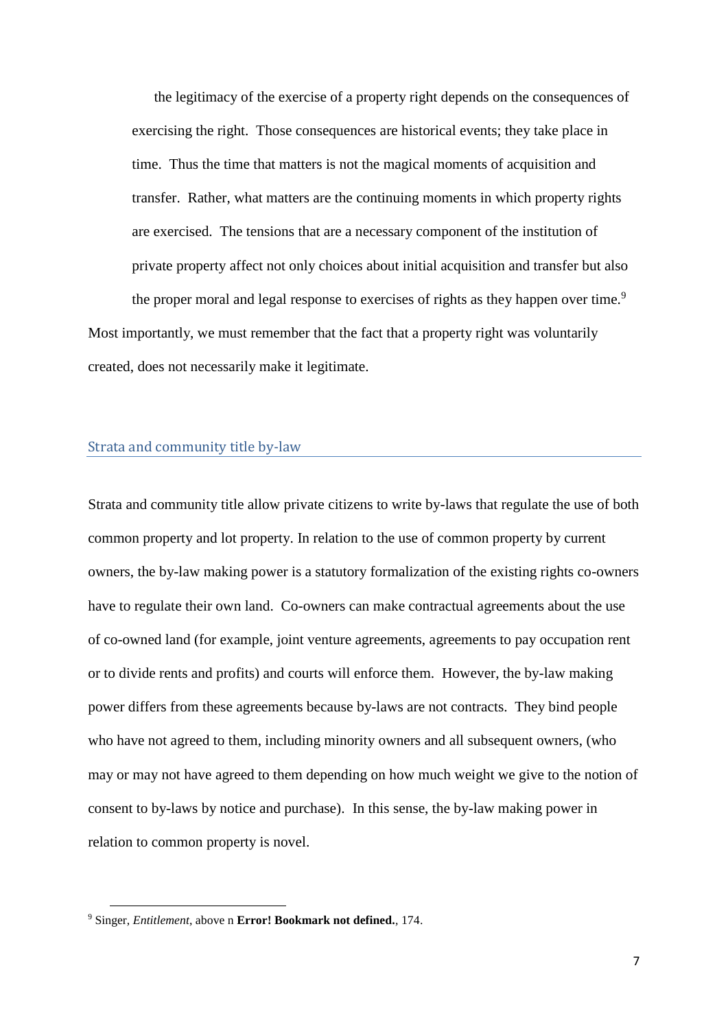> the legitimacy of the exercise of a property right depends on the consequences of exercising the right. Those consequences are historical events; they take place in time. Thus the time that matters is not the magical moments of acquisition and transfer. Rather, what matters are the continuing moments in which property rights are exercised. The tensions that are a necessary component of the institution of private property affect not only choices about initial acquisition and transfer but also the proper moral and legal response to exercises of rights as they happen over time.[9]

Most importantly, we must remember that the fact that a property right was voluntarily created, does not necessarily make it legitimate.

## Strata and community title by-law

Strata and community title allow private citizens to write by-laws that regulate the use of both common property and lot property. In relation to the use of common property by current owners, the by-law making power is a statutory formalization of the existing rights co-owners have to regulate their own land. Co-owners can make contractual agreements about the use of co-owned land (for example, joint venture agreements, agreements to pay occupation rent or to divide rents and profits) and courts will enforce them. However, the by-law making power differs from these agreements because by-laws are not contracts. They bind people who have not agreed to them, including minority owners and all subsequent owners, (who may or may not have agreed to them depending on how much weight we give to the notion of consent to by-laws by notice and purchase). In this sense, the by-law making power in relation to common property is novel.

---

[9] Singer, *Entitlement*, above n **Error! Bookmark not defined.**, 174.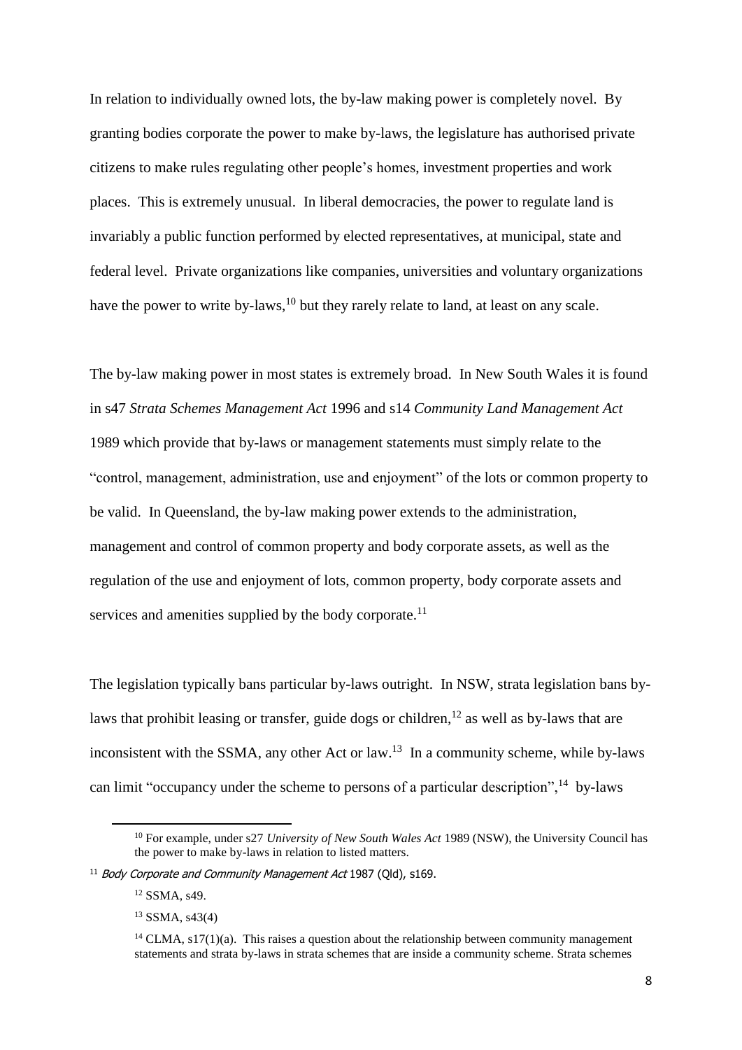In relation to individually owned lots, the by-law making power is completely novel. By granting bodies corporate the power to make by-laws, the legislature has authorised private citizens to make rules regulating other people's homes, investment properties and work places. This is extremely unusual. In liberal democracies, the power to regulate land is invariably a public function performed by elected representatives, at municipal, state and federal level. Private organizations like companies, universities and voluntary organizations have the power to write by-laws,[10] but they rarely relate to land, at least on any scale.

The by-law making power in most states is extremely broad. In New South Wales it is found in s47 *Strata Schemes Management Act* 1996 and s14 *Community Land Management Act* 1989 which provide that by-laws or management statements must simply relate to the "control, management, administration, use and enjoyment" of the lots or common property to be valid. In Queensland, the by-law making power extends to the administration, management and control of common property and body corporate assets, as well as the regulation of the use and enjoyment of lots, common property, body corporate assets and services and amenities supplied by the body corporate.[11]

The legislation typically bans particular by-laws outright. In NSW, strata legislation bans by-laws that prohibit leasing or transfer, guide dogs or children,[12] as well as by-laws that are inconsistent with the SSMA, any other Act or law.[13] In a community scheme, while by-laws can limit "occupancy under the scheme to persons of a particular description",[14] by-laws

---

[10] For example, under s27 *University of New South Wales Act* 1989 (NSW), the University Council has the power to make by-laws in relation to listed matters.

[11] *Body Corporate and Community Management Act* 1987 (Qld), s169.

[12] SSMA, s49.

[13] SSMA, s43(4)

[14] CLMA, s17(1)(a). This raises a question about the relationship between community management statements and strata by-laws in strata schemes that are inside a community scheme. Strata schemes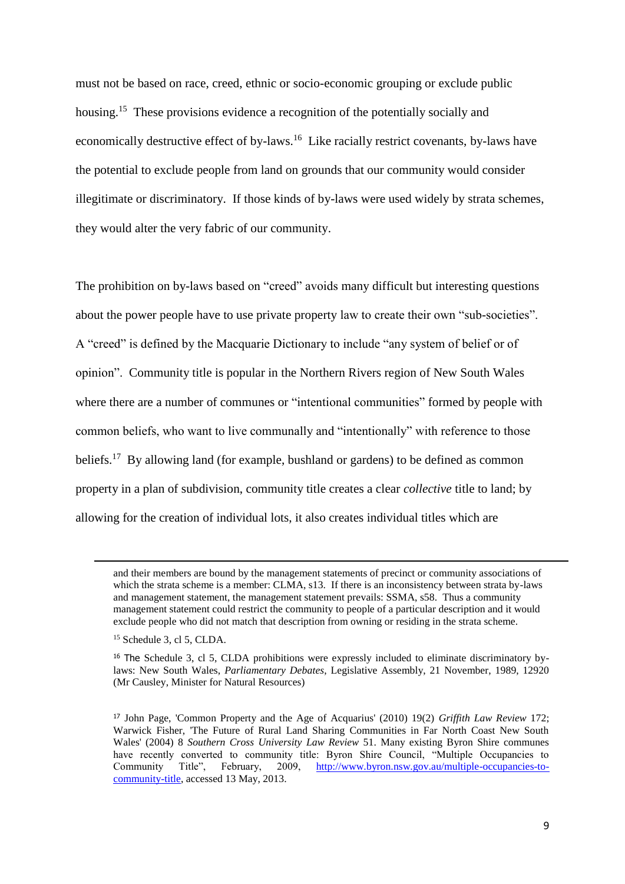must not be based on race, creed, ethnic or socio-economic grouping or exclude public housing.[15] These provisions evidence a recognition of the potentially socially and economically destructive effect of by-laws.[16] Like racially restrict covenants, by-laws have the potential to exclude people from land on grounds that our community would consider illegitimate or discriminatory. If those kinds of by-laws were used widely by strata schemes, they would alter the very fabric of our community.

The prohibition on by-laws based on "creed" avoids many difficult but interesting questions about the power people have to use private property law to create their own "sub-societies". A "creed" is defined by the Macquarie Dictionary to include "any system of belief or of opinion". Community title is popular in the Northern Rivers region of New South Wales where there are a number of communes or "intentional communities" formed by people with common beliefs, who want to live communally and "intentionally" with reference to those beliefs.[17] By allowing land (for example, bushland or gardens) to be defined as common property in a plan of subdivision, community title creates a clear *collective* title to land; by allowing for the creation of individual lots, it also creates individual titles which are

---

and their members are bound by the management statements of precinct or community associations of which the strata scheme is a member: CLMA, s13. If there is an inconsistency between strata by-laws and management statement, the management statement prevails: SSMA, s58. Thus a community management statement could restrict the community to people of a particular description and it would exclude people who did not match that description from owning or residing in the strata scheme.

[15] Schedule 3, cl 5, CLDA.

[16] The Schedule 3, cl 5, CLDA prohibitions were expressly included to eliminate discriminatory by-laws: New South Wales, *Parliamentary Debates*, Legislative Assembly, 21 November, 1989, 12920 (Mr Causley, Minister for Natural Resources)

[17] John Page, 'Common Property and the Age of Acquarius' (2010) 19(2) *Griffith Law Review* 172; Warwick Fisher, 'The Future of Rural Land Sharing Communities in Far North Coast New South Wales' (2004) 8 *Southern Cross University Law Review* 51. Many existing Byron Shire communes have recently converted to community title: Byron Shire Council, "Multiple Occupancies to Community Title", February, 2009, http://www.byron.nsw.gov.au/multiple-occupancies-to-community-title, accessed 13 May, 2013.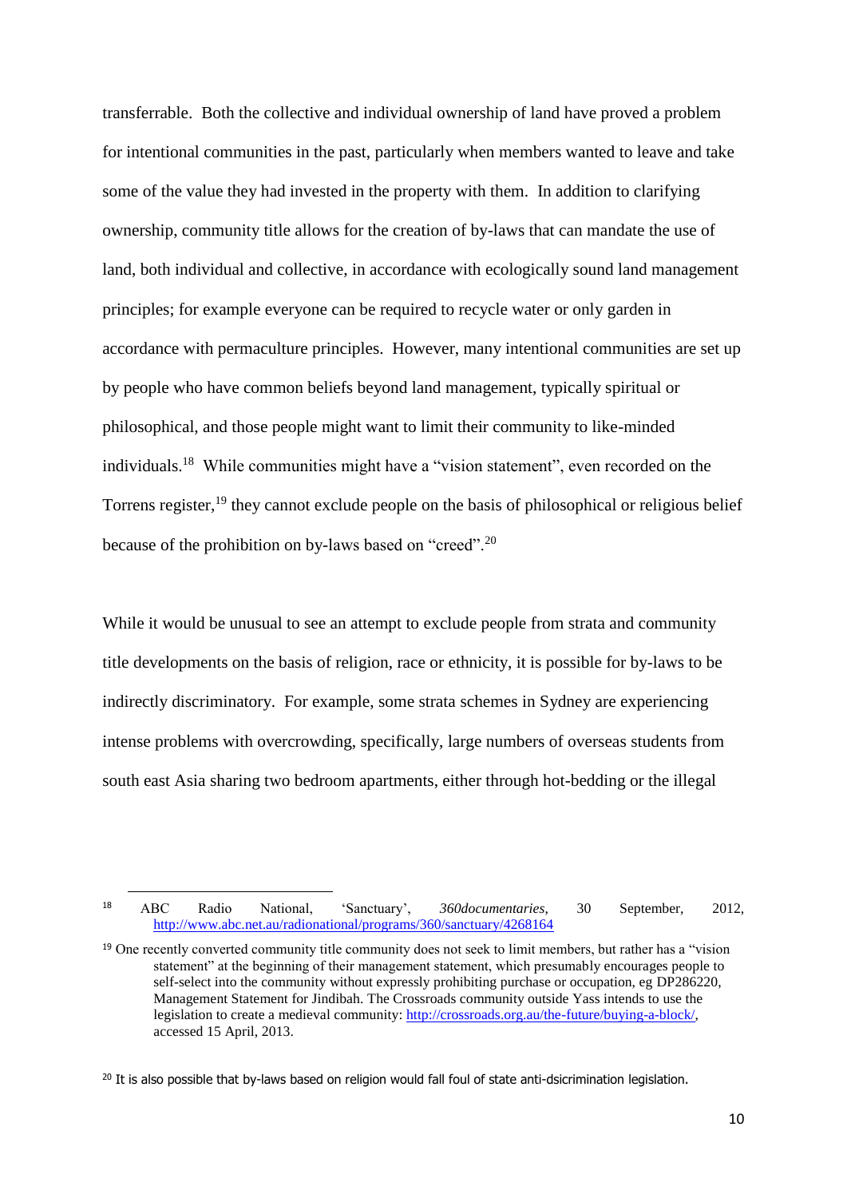transferrable. Both the collective and individual ownership of land have proved a problem for intentional communities in the past, particularly when members wanted to leave and take some of the value they had invested in the property with them. In addition to clarifying ownership, community title allows for the creation of by-laws that can mandate the use of land, both individual and collective, in accordance with ecologically sound land management principles; for example everyone can be required to recycle water or only garden in accordance with permaculture principles. However, many intentional communities are set up by people who have common beliefs beyond land management, typically spiritual or philosophical, and those people might want to limit their community to like-minded individuals.[18] While communities might have a "vision statement", even recorded on the Torrens register,[19] they cannot exclude people on the basis of philosophical or religious belief because of the prohibition on by-laws based on "creed".[20]

While it would be unusual to see an attempt to exclude people from strata and community title developments on the basis of religion, race or ethnicity, it is possible for by-laws to be indirectly discriminatory. For example, some strata schemes in Sydney are experiencing intense problems with overcrowding, specifically, large numbers of overseas students from south east Asia sharing two bedroom apartments, either through hot-bedding or the illegal

---

[18] ABC Radio National, 'Sanctuary', *360documentaries*, 30 September, 2012, http://www.abc.net.au/radionational/programs/360/sanctuary/4268164

[19] One recently converted community title community does not seek to limit members, but rather has a "vision statement" at the beginning of their management statement, which presumably encourages people to self-select into the community without expressly prohibiting purchase or occupation, eg DP286220, Management Statement for Jindibah. The Crossroads community outside Yass intends to use the legislation to create a medieval community: http://crossroads.org.au/the-future/buying-a-block/, accessed 15 April, 2013.

[20] It is also possible that by-laws based on religion would fall foul of state anti-dsicrimination legislation.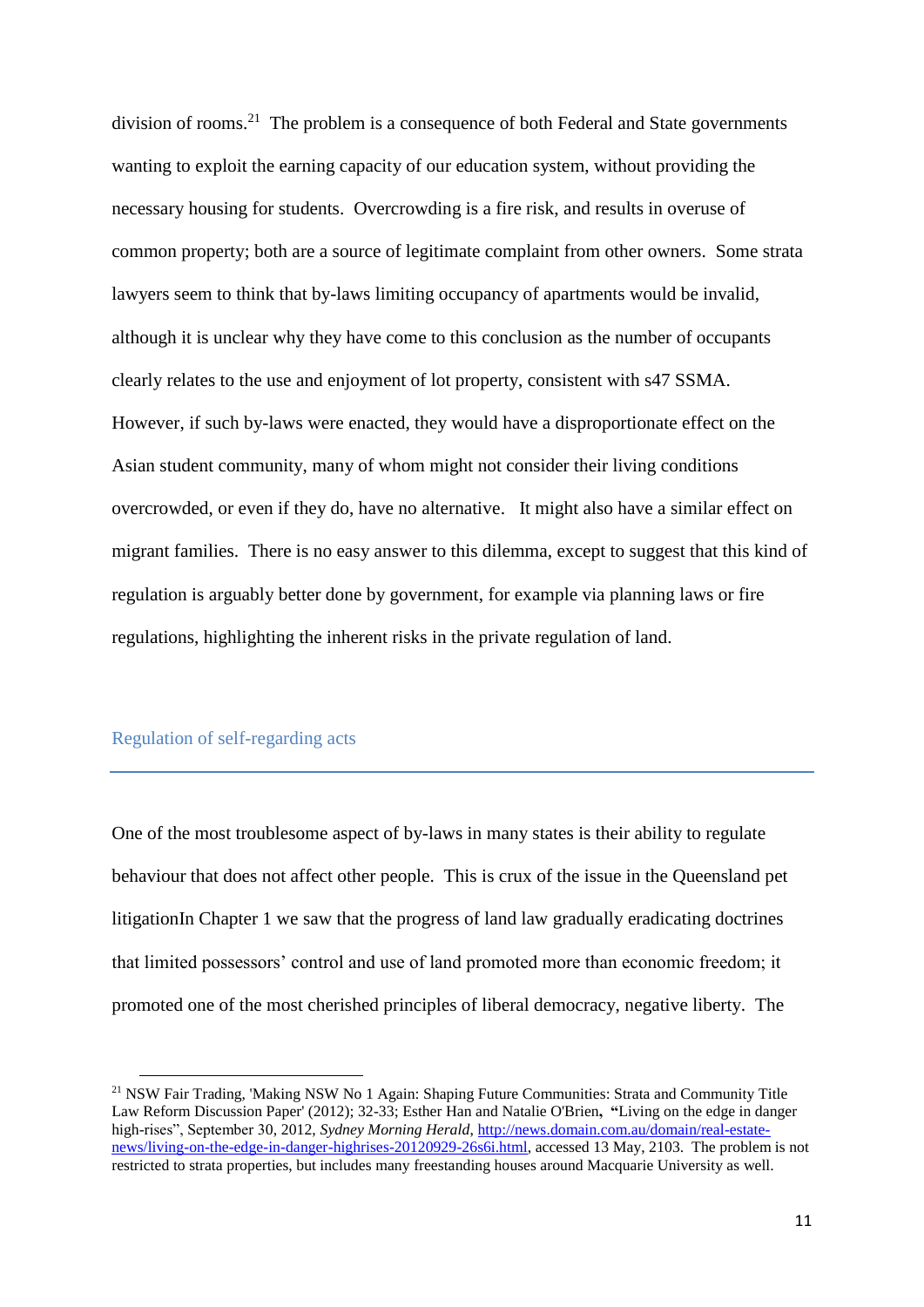division of rooms.[21] The problem is a consequence of both Federal and State governments wanting to exploit the earning capacity of our education system, without providing the necessary housing for students. Overcrowding is a fire risk, and results in overuse of common property; both are a source of legitimate complaint from other owners. Some strata lawyers seem to think that by-laws limiting occupancy of apartments would be invalid, although it is unclear why they have come to this conclusion as the number of occupants clearly relates to the use and enjoyment of lot property, consistent with s47 SSMA. However, if such by-laws were enacted, they would have a disproportionate effect on the Asian student community, many of whom might not consider their living conditions overcrowded, or even if they do, have no alternative. It might also have a similar effect on migrant families. There is no easy answer to this dilemma, except to suggest that this kind of regulation is arguably better done by government, for example via planning laws or fire regulations, highlighting the inherent risks in the private regulation of land.

## Regulation of self-regarding acts

One of the most troublesome aspect of by-laws in many states is their ability to regulate behaviour that does not affect other people. This is crux of the issue in the Queensland pet litigationIn Chapter 1 we saw that the progress of land law gradually eradicating doctrines that limited possessors' control and use of land promoted more than economic freedom; it promoted one of the most cherished principles of liberal democracy, negative liberty. The

---

[21] NSW Fair Trading, 'Making NSW No 1 Again: Shaping Future Communities: Strata and Community Title Law Reform Discussion Paper' (2012); 32-33; Esther Han and Natalie O'Brien**,** **"**Living on the edge in danger high-rises", September 30, 2012, *Sydney Morning Herald*, http://news.domain.com.au/domain/real-estate-news/living-on-the-edge-in-danger-highrises-20120929-26s6i.html, accessed 13 May, 2103. The problem is not restricted to strata properties, but includes many freestanding houses around Macquarie University as well.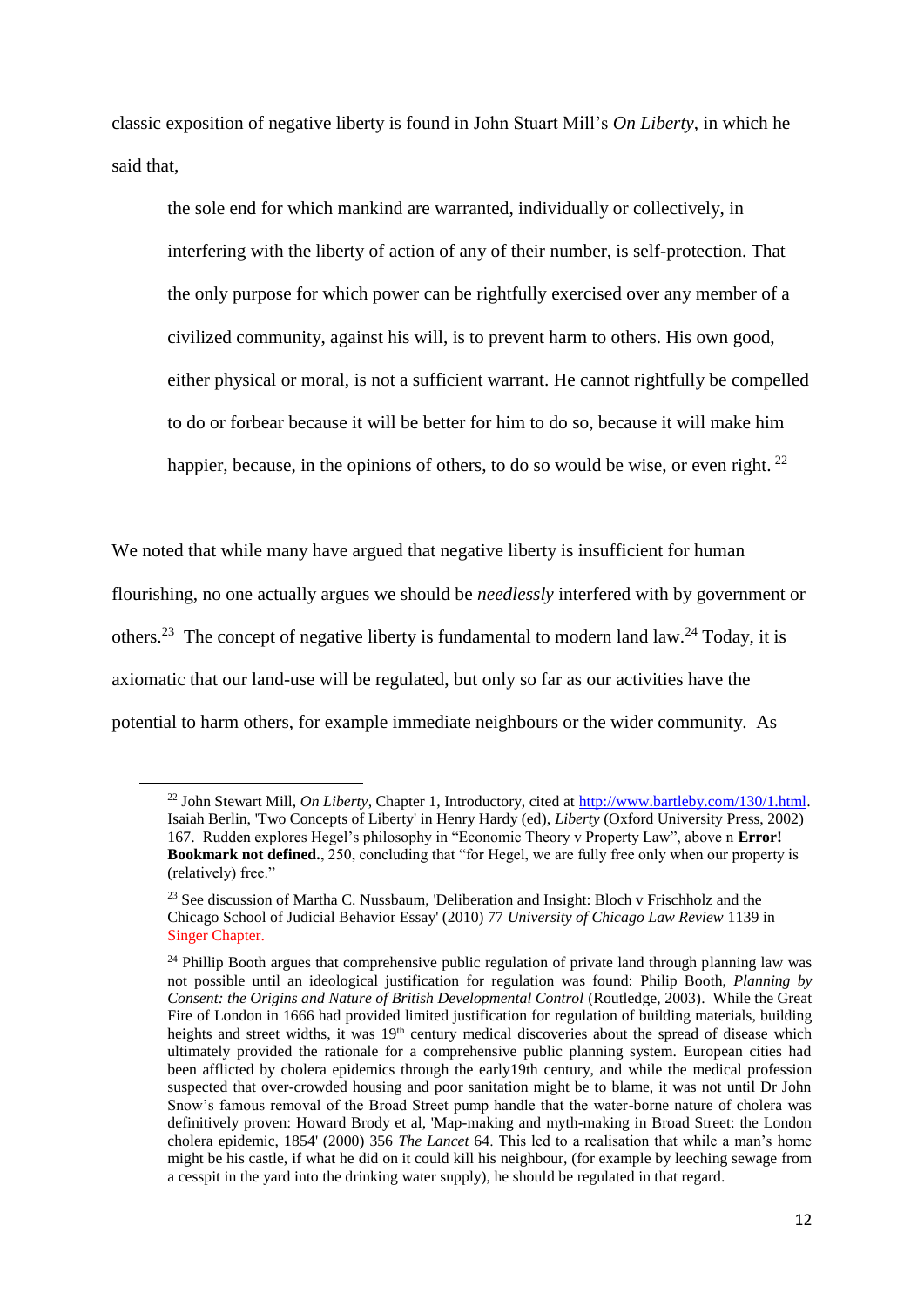classic exposition of negative liberty is found in John Stuart Mill's *On Liberty*, in which he said that,

> the sole end for which mankind are warranted, individually or collectively, in interfering with the liberty of action of any of their number, is self-protection. That the only purpose for which power can be rightfully exercised over any member of a civilized community, against his will, is to prevent harm to others. His own good, either physical or moral, is not a sufficient warrant. He cannot rightfully be compelled to do or forbear because it will be better for him to do so, because it will make him happier, because, in the opinions of others, to do so would be wise, or even right. [22]

We noted that while many have argued that negative liberty is insufficient for human flourishing, no one actually argues we should be *needlessly* interfered with by government or others.[23] The concept of negative liberty is fundamental to modern land law.[24] Today, it is axiomatic that our land-use will be regulated, but only so far as our activities have the potential to harm others, for example immediate neighbours or the wider community. As

---

[22] John Stewart Mill, *On Liberty*, Chapter 1, Introductory, cited at http://www.bartleby.com/130/1.html. Isaiah Berlin, 'Two Concepts of Liberty' in Henry Hardy (ed), *Liberty* (Oxford University Press, 2002) 167. Rudden explores Hegel's philosophy in "Economic Theory v Property Law", above n **Error! Bookmark not defined.**, 250, concluding that "for Hegel, we are fully free only when our property is (relatively) free."

[23] See discussion of Martha C. Nussbaum, 'Deliberation and Insight: Bloch v Frischholz and the Chicago School of Judicial Behavior Essay' (2010) 77 *University of Chicago Law Review* 1139 in Singer Chapter.

[24] Phillip Booth argues that comprehensive public regulation of private land through planning law was not possible until an ideological justification for regulation was found: Philip Booth, *Planning by Consent: the Origins and Nature of British Developmental Control* (Routledge, 2003). While the Great Fire of London in 1666 had provided limited justification for regulation of building materials, building heights and street widths, it was 19th century medical discoveries about the spread of disease which ultimately provided the rationale for a comprehensive public planning system. European cities had been afflicted by cholera epidemics through the early19th century, and while the medical profession suspected that over-crowded housing and poor sanitation might be to blame, it was not until Dr John Snow's famous removal of the Broad Street pump handle that the water-borne nature of cholera was definitively proven: Howard Brody et al, 'Map-making and myth-making in Broad Street: the London cholera epidemic, 1854' (2000) 356 *The Lancet* 64. This led to a realisation that while a man's home might be his castle, if what he did on it could kill his neighbour, (for example by leeching sewage from a cesspit in the yard into the drinking water supply), he should be regulated in that regard.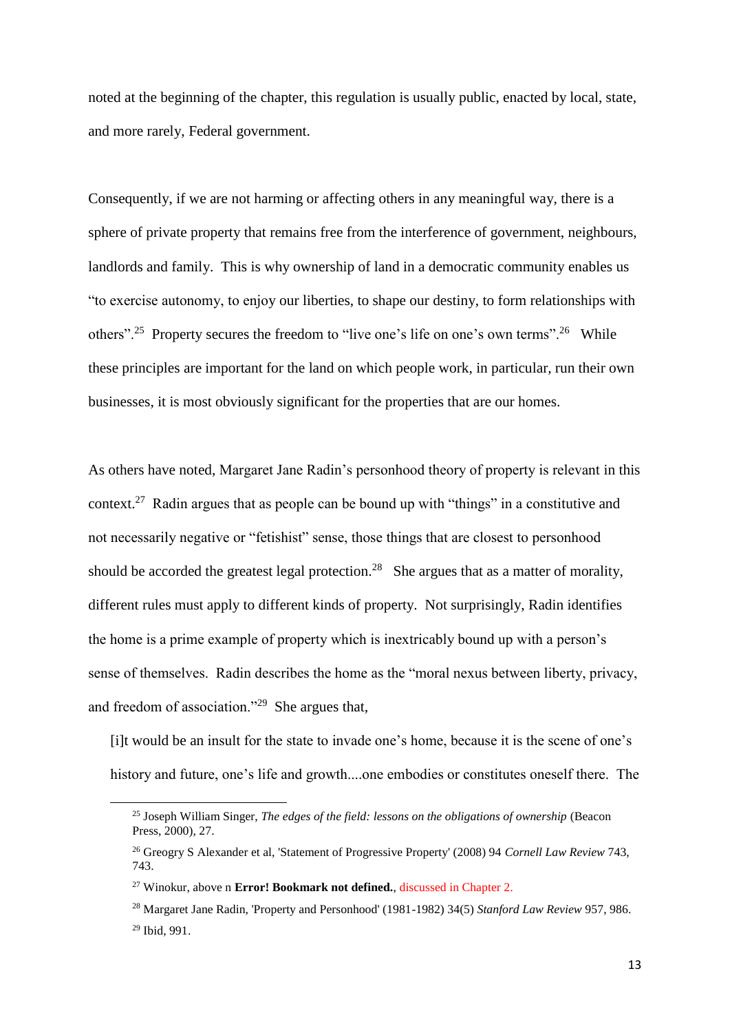noted at the beginning of the chapter, this regulation is usually public, enacted by local, state, and more rarely, Federal government.

Consequently, if we are not harming or affecting others in any meaningful way, there is a sphere of private property that remains free from the interference of government, neighbours, landlords and family. This is why ownership of land in a democratic community enables us "to exercise autonomy, to enjoy our liberties, to shape our destiny, to form relationships with others".[25] Property secures the freedom to "live one's life on one's own terms".[26] While these principles are important for the land on which people work, in particular, run their own businesses, it is most obviously significant for the properties that are our homes.

As others have noted, Margaret Jane Radin's personhood theory of property is relevant in this context.[27] Radin argues that as people can be bound up with "things" in a constitutive and not necessarily negative or "fetishist" sense, those things that are closest to personhood should be accorded the greatest legal protection.[28] She argues that as a matter of morality, different rules must apply to different kinds of property. Not surprisingly, Radin identifies the home is a prime example of property which is inextricably bound up with a person's sense of themselves. Radin describes the home as the "moral nexus between liberty, privacy, and freedom of association."[29] She argues that,

> [i]t would be an insult for the state to invade one's home, because it is the scene of one's history and future, one's life and growth....one embodies or constitutes oneself there. The

---

[25] Joseph William Singer, *The edges of the field: lessons on the obligations of ownership* (Beacon Press, 2000), 27.

[26] Greogry S Alexander et al, 'Statement of Progressive Property' (2008) 94 *Cornell Law Review* 743, 743.

[27] Winokur, above n **Error! Bookmark not defined.**, discussed in Chapter 2.

[28] Margaret Jane Radin, 'Property and Personhood' (1981-1982) 34(5) *Stanford Law Review* 957, 986.

[29] Ibid, 991.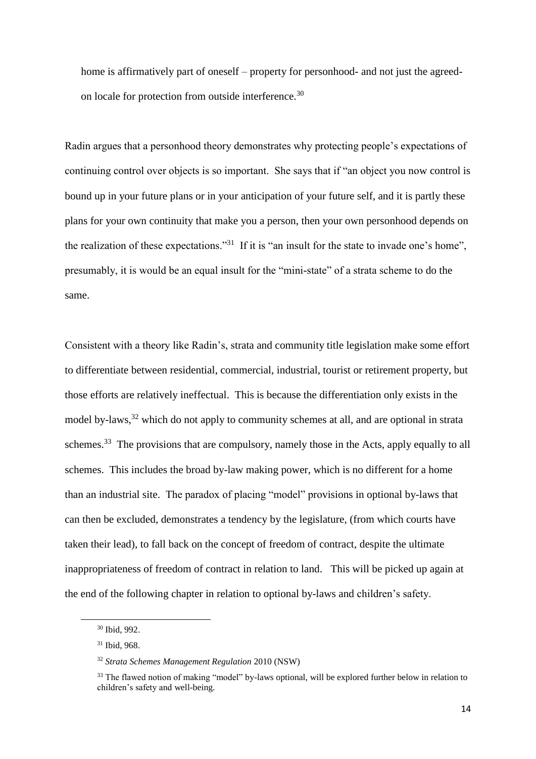home is affirmatively part of oneself – property for personhood- and not just the agreed-on locale for protection from outside interference.[30]

Radin argues that a personhood theory demonstrates why protecting people's expectations of continuing control over objects is so important. She says that if "an object you now control is bound up in your future plans or in your anticipation of your future self, and it is partly these plans for your own continuity that make you a person, then your own personhood depends on the realization of these expectations."[31] If it is "an insult for the state to invade one's home", presumably, it is would be an equal insult for the "mini-state" of a strata scheme to do the same.

Consistent with a theory like Radin's, strata and community title legislation make some effort to differentiate between residential, commercial, industrial, tourist or retirement property, but those efforts are relatively ineffectual. This is because the differentiation only exists in the model by-laws,[32] which do not apply to community schemes at all, and are optional in strata schemes.[33] The provisions that are compulsory, namely those in the Acts, apply equally to all schemes. This includes the broad by-law making power, which is no different for a home than an industrial site. The paradox of placing "model" provisions in optional by-laws that can then be excluded, demonstrates a tendency by the legislature, (from which courts have taken their lead), to fall back on the concept of freedom of contract, despite the ultimate inappropriateness of freedom of contract in relation to land. This will be picked up again at the end of the following chapter in relation to optional by-laws and children's safety.

---

[30] Ibid, 992.

[31] Ibid, 968.

[32] *Strata Schemes Management Regulation* 2010 (NSW)

[33] The flawed notion of making "model" by-laws optional, will be explored further below in relation to children's safety and well-being.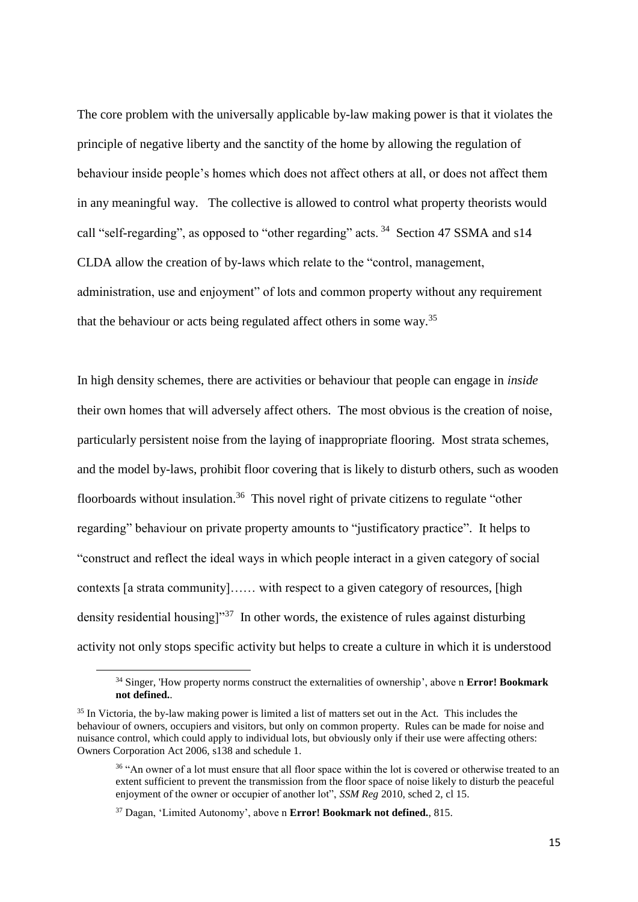The core problem with the universally applicable by-law making power is that it violates the principle of negative liberty and the sanctity of the home by allowing the regulation of behaviour inside people's homes which does not affect others at all, or does not affect them in any meaningful way. The collective is allowed to control what property theorists would call "self-regarding", as opposed to "other regarding" acts. [34] Section 47 SSMA and s14 CLDA allow the creation of by-laws which relate to the "control, management, administration, use and enjoyment" of lots and common property without any requirement that the behaviour or acts being regulated affect others in some way.[35]

In high density schemes, there are activities or behaviour that people can engage in *inside* their own homes that will adversely affect others. The most obvious is the creation of noise, particularly persistent noise from the laying of inappropriate flooring. Most strata schemes, and the model by-laws, prohibit floor covering that is likely to disturb others, such as wooden floorboards without insulation.[36] This novel right of private citizens to regulate "other regarding" behaviour on private property amounts to "justificatory practice". It helps to "construct and reflect the ideal ways in which people interact in a given category of social contexts [a strata community]…… with respect to a given category of resources, [high density residential housing]"[37] In other words, the existence of rules against disturbing activity not only stops specific activity but helps to create a culture in which it is understood

---

[34] Singer, 'How property norms construct the externalities of ownership', above n **Error! Bookmark not defined.**.

[35] In Victoria, the by-law making power is limited a list of matters set out in the Act. This includes the behaviour of owners, occupiers and visitors, but only on common property. Rules can be made for noise and nuisance control, which could apply to individual lots, but obviously only if their use were affecting others: Owners Corporation Act 2006, s138 and schedule 1.

[36] "An owner of a lot must ensure that all floor space within the lot is covered or otherwise treated to an extent sufficient to prevent the transmission from the floor space of noise likely to disturb the peaceful enjoyment of the owner or occupier of another lot", *SSM Reg* 2010, sched 2, cl 15.

[37] Dagan, 'Limited Autonomy', above n **Error! Bookmark not defined.**, 815.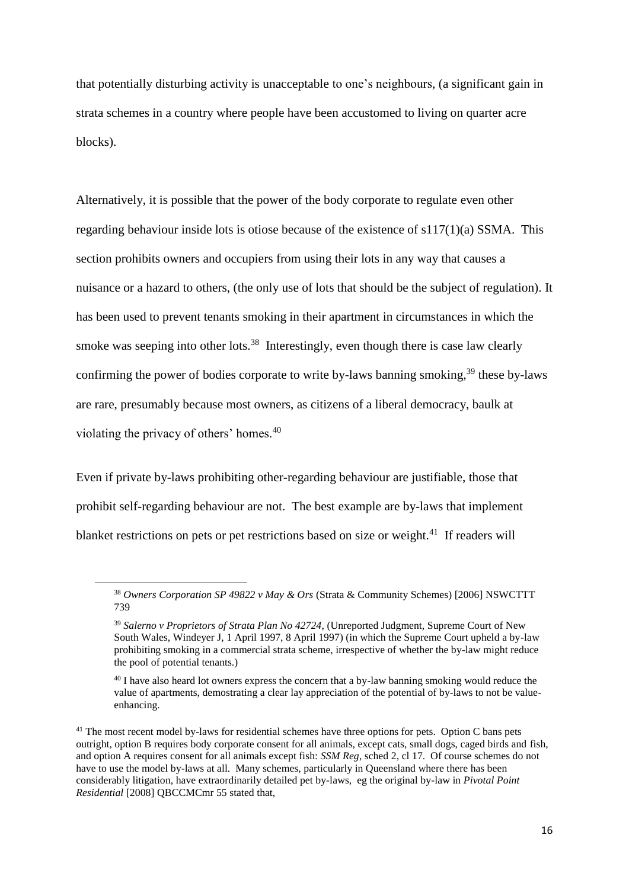that potentially disturbing activity is unacceptable to one's neighbours, (a significant gain in strata schemes in a country where people have been accustomed to living on quarter acre blocks).

Alternatively, it is possible that the power of the body corporate to regulate even other regarding behaviour inside lots is otiose because of the existence of s117(1)(a) SSMA. This section prohibits owners and occupiers from using their lots in any way that causes a nuisance or a hazard to others, (the only use of lots that should be the subject of regulation). It has been used to prevent tenants smoking in their apartment in circumstances in which the smoke was seeping into other lots.[38] Interestingly, even though there is case law clearly confirming the power of bodies corporate to write by-laws banning smoking,[39] these by-laws are rare, presumably because most owners, as citizens of a liberal democracy, baulk at violating the privacy of others' homes.[40]

Even if private by-laws prohibiting other-regarding behaviour are justifiable, those that prohibit self-regarding behaviour are not. The best example are by-laws that implement blanket restrictions on pets or pet restrictions based on size or weight.[41] If readers will

---

[38] *Owners Corporation SP 49822 v May & Ors* (Strata & Community Schemes) [2006] NSWCTTT 739

[39] *Salerno v Proprietors of Strata Plan No 42724*, (Unreported Judgment, Supreme Court of New South Wales, Windeyer J, 1 April 1997, 8 April 1997) (in which the Supreme Court upheld a by-law prohibiting smoking in a commercial strata scheme, irrespective of whether the by-law might reduce the pool of potential tenants.)

[40] I have also heard lot owners express the concern that a by-law banning smoking would reduce the value of apartments, demostrating a clear lay appreciation of the potential of by-laws to not be value-enhancing.

[41] The most recent model by-laws for residential schemes have three options for pets. Option C bans pets outright, option B requires body corporate consent for all animals, except cats, small dogs, caged birds and fish, and option A requires consent for all animals except fish: *SSM Reg*, sched 2, cl 17. Of course schemes do not have to use the model by-laws at all. Many schemes, particularly in Queensland where there has been considerably litigation, have extraordinarily detailed pet by-laws, eg the original by-law in *Pivotal Point Residential* [2008] QBCCMCmr 55 stated that,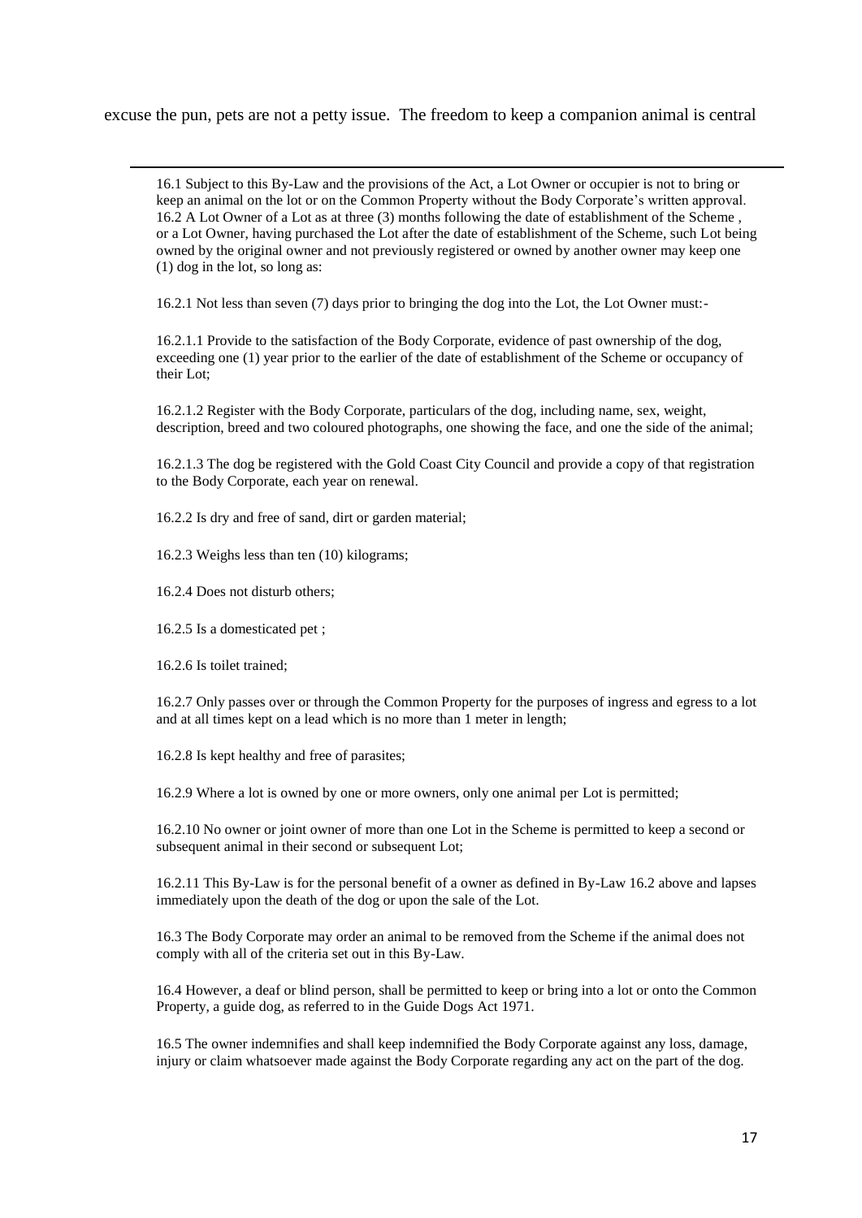excuse the pun, pets are not a petty issue. The freedom to keep a companion animal is central

---

16.1 Subject to this By-Law and the provisions of the Act, a Lot Owner or occupier is not to bring or keep an animal on the lot or on the Common Property without the Body Corporate's written approval.
16.2 A Lot Owner of a Lot as at three (3) months following the date of establishment of the Scheme , or a Lot Owner, having purchased the Lot after the date of establishment of the Scheme, such Lot being owned by the original owner and not previously registered or owned by another owner may keep one (1) dog in the lot, so long as:

16.2.1 Not less than seven (7) days prior to bringing the dog into the Lot, the Lot Owner must:-

16.2.1.1 Provide to the satisfaction of the Body Corporate, evidence of past ownership of the dog, exceeding one (1) year prior to the earlier of the date of establishment of the Scheme or occupancy of their Lot;

16.2.1.2 Register with the Body Corporate, particulars of the dog, including name, sex, weight, description, breed and two coloured photographs, one showing the face, and one the side of the animal;

16.2.1.3 The dog be registered with the Gold Coast City Council and provide a copy of that registration to the Body Corporate, each year on renewal.

16.2.2 Is dry and free of sand, dirt or garden material;

16.2.3 Weighs less than ten (10) kilograms;

16.2.4 Does not disturb others;

16.2.5 Is a domesticated pet ;

16.2.6 Is toilet trained;

16.2.7 Only passes over or through the Common Property for the purposes of ingress and egress to a lot and at all times kept on a lead which is no more than 1 meter in length;

16.2.8 Is kept healthy and free of parasites;

16.2.9 Where a lot is owned by one or more owners, only one animal per Lot is permitted;

16.2.10 No owner or joint owner of more than one Lot in the Scheme is permitted to keep a second or subsequent animal in their second or subsequent Lot;

16.2.11 This By-Law is for the personal benefit of a owner as defined in By-Law 16.2 above and lapses immediately upon the death of the dog or upon the sale of the Lot.

16.3 The Body Corporate may order an animal to be removed from the Scheme if the animal does not comply with all of the criteria set out in this By-Law.

16.4 However, a deaf or blind person, shall be permitted to keep or bring into a lot or onto the Common Property, a guide dog, as referred to in the Guide Dogs Act 1971.

16.5 The owner indemnifies and shall keep indemnified the Body Corporate against any loss, damage, injury or claim whatsoever made against the Body Corporate regarding any act on the part of the dog.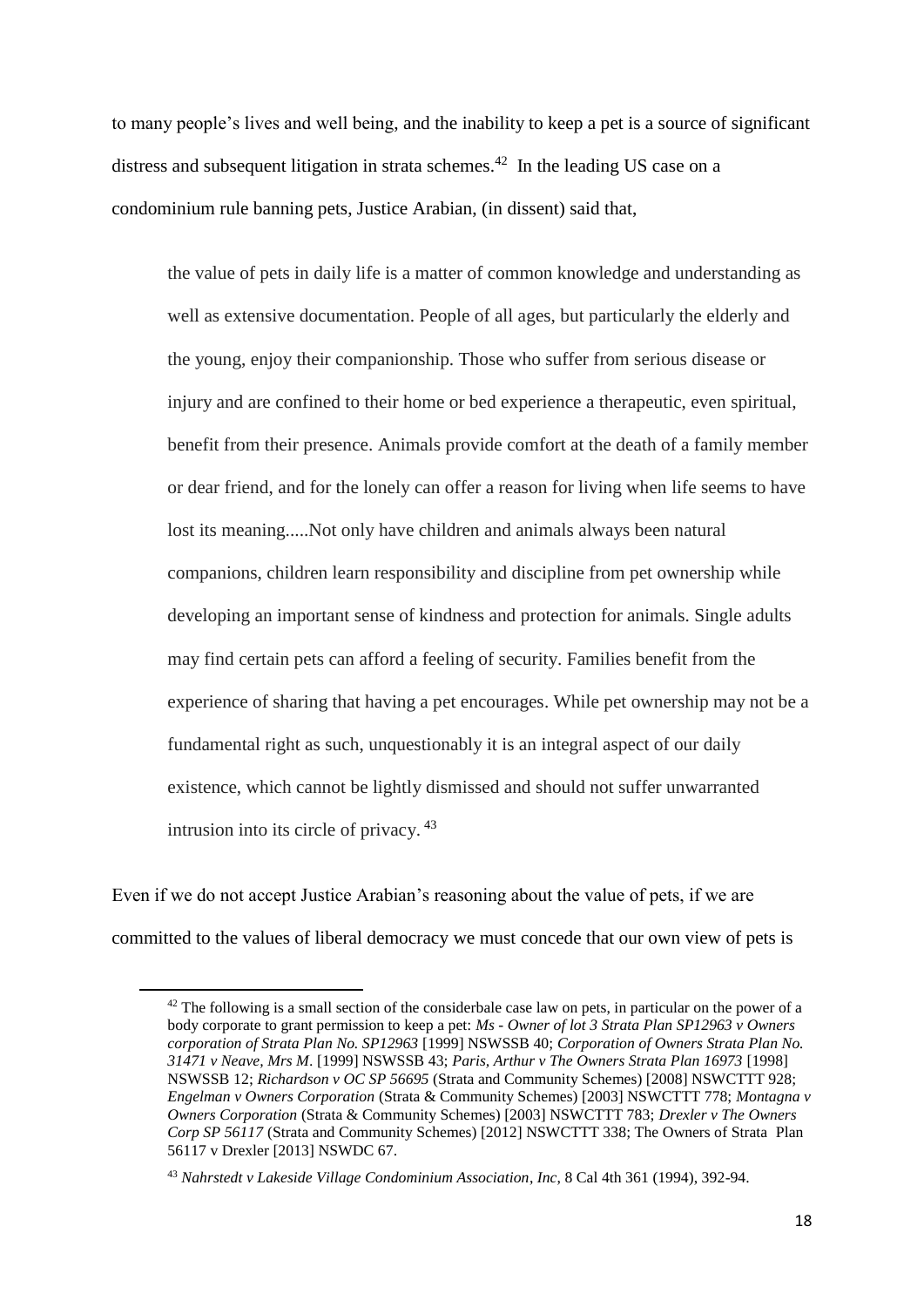to many people's lives and well being, and the inability to keep a pet is a source of significant distress and subsequent litigation in strata schemes.[42] In the leading US case on a condominium rule banning pets, Justice Arabian, (in dissent) said that,

> the value of pets in daily life is a matter of common knowledge and understanding as well as extensive documentation. People of all ages, but particularly the elderly and the young, enjoy their companionship. Those who suffer from serious disease or injury and are confined to their home or bed experience a therapeutic, even spiritual, benefit from their presence. Animals provide comfort at the death of a family member or dear friend, and for the lonely can offer a reason for living when life seems to have lost its meaning.....Not only have children and animals always been natural companions, children learn responsibility and discipline from pet ownership while developing an important sense of kindness and protection for animals. Single adults may find certain pets can afford a feeling of security. Families benefit from the experience of sharing that having a pet encourages. While pet ownership may not be a fundamental right as such, unquestionably it is an integral aspect of our daily existence, which cannot be lightly dismissed and should not suffer unwarranted intrusion into its circle of privacy. [43]

Even if we do not accept Justice Arabian's reasoning about the value of pets, if we are committed to the values of liberal democracy we must concede that our own view of pets is

---

[42] The following is a small section of the considerbale case law on pets, in particular on the power of a body corporate to grant permission to keep a pet: *Ms - Owner of lot 3 Strata Plan SP12963 v Owners corporation of Strata Plan No. SP12963* [1999] NSWSSB 40; *Corporation of Owners Strata Plan No. 31471 v Neave, Mrs M*. [1999] NSWSSB 43; *Paris, Arthur v The Owners Strata Plan 16973* [1998] NSWSSB 12; *Richardson v OC SP 56695* (Strata and Community Schemes) [2008] NSWCTTT 928; *Engelman v Owners Corporation* (Strata & Community Schemes) [2003] NSWCTTT 778; *Montagna v Owners Corporation* (Strata & Community Schemes) [2003] NSWCTTT 783; *Drexler v The Owners Corp SP 56117* (Strata and Community Schemes) [2012] NSWCTTT 338; The Owners of Strata Plan 56117 v Drexler [2013] NSWDC 67.

[43] *Nahrstedt v Lakeside Village Condominium Association, Inc*, 8 Cal 4th 361 (1994), 392-94.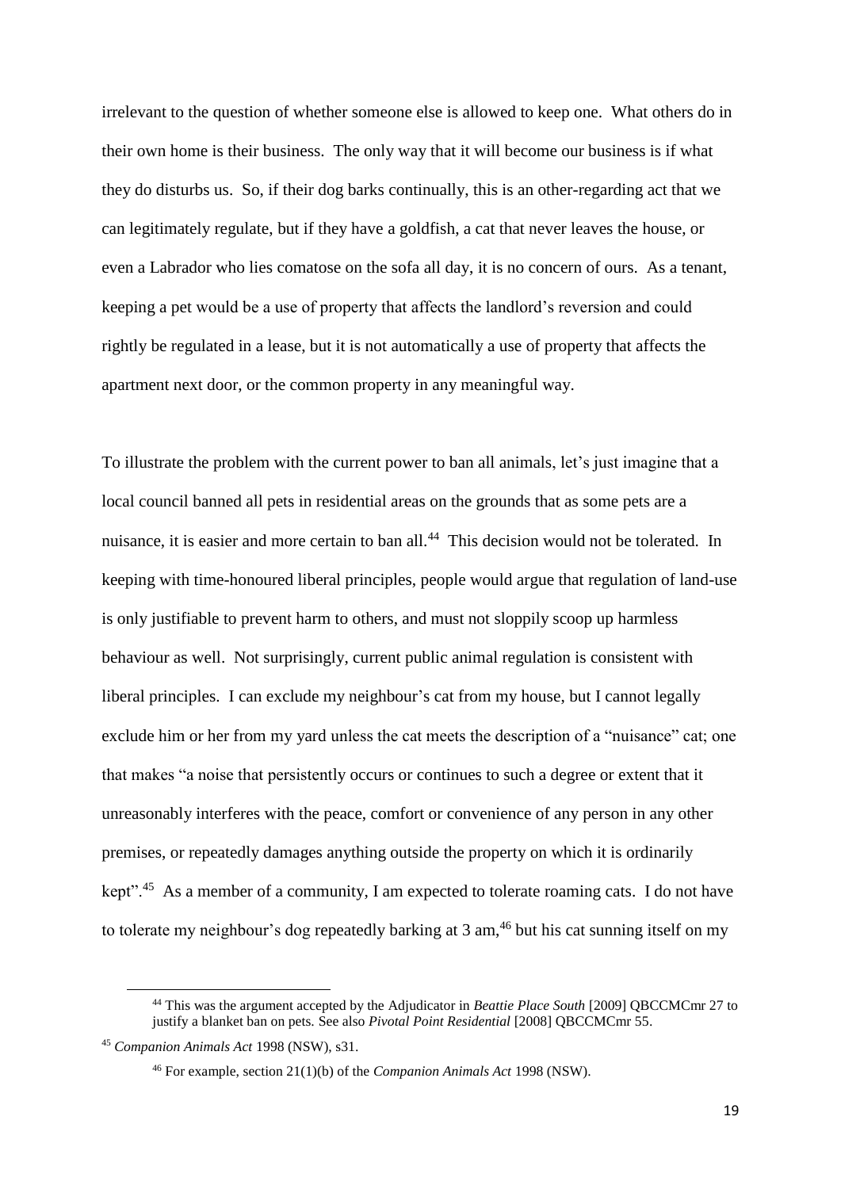irrelevant to the question of whether someone else is allowed to keep one. What others do in their own home is their business. The only way that it will become our business is if what they do disturbs us. So, if their dog barks continually, this is an other-regarding act that we can legitimately regulate, but if they have a goldfish, a cat that never leaves the house, or even a Labrador who lies comatose on the sofa all day, it is no concern of ours. As a tenant, keeping a pet would be a use of property that affects the landlord's reversion and could rightly be regulated in a lease, but it is not automatically a use of property that affects the apartment next door, or the common property in any meaningful way.

To illustrate the problem with the current power to ban all animals, let's just imagine that a local council banned all pets in residential areas on the grounds that as some pets are a nuisance, it is easier and more certain to ban all.[44] This decision would not be tolerated. In keeping with time-honoured liberal principles, people would argue that regulation of land-use is only justifiable to prevent harm to others, and must not sloppily scoop up harmless behaviour as well. Not surprisingly, current public animal regulation is consistent with liberal principles. I can exclude my neighbour's cat from my house, but I cannot legally exclude him or her from my yard unless the cat meets the description of a "nuisance" cat; one that makes "a noise that persistently occurs or continues to such a degree or extent that it unreasonably interferes with the peace, comfort or convenience of any person in any other premises, or repeatedly damages anything outside the property on which it is ordinarily kept".[45] As a member of a community, I am expected to tolerate roaming cats. I do not have to tolerate my neighbour's dog repeatedly barking at 3 am,[46] but his cat sunning itself on my

---

[44] This was the argument accepted by the Adjudicator in *Beattie Place South* [2009] QBCCMCmr 27 to justify a blanket ban on pets. See also *Pivotal Point Residential* [2008] QBCCMCmr 55.

[45] *Companion Animals Act* 1998 (NSW), s31.

[46] For example, section 21(1)(b) of the *Companion Animals Act* 1998 (NSW).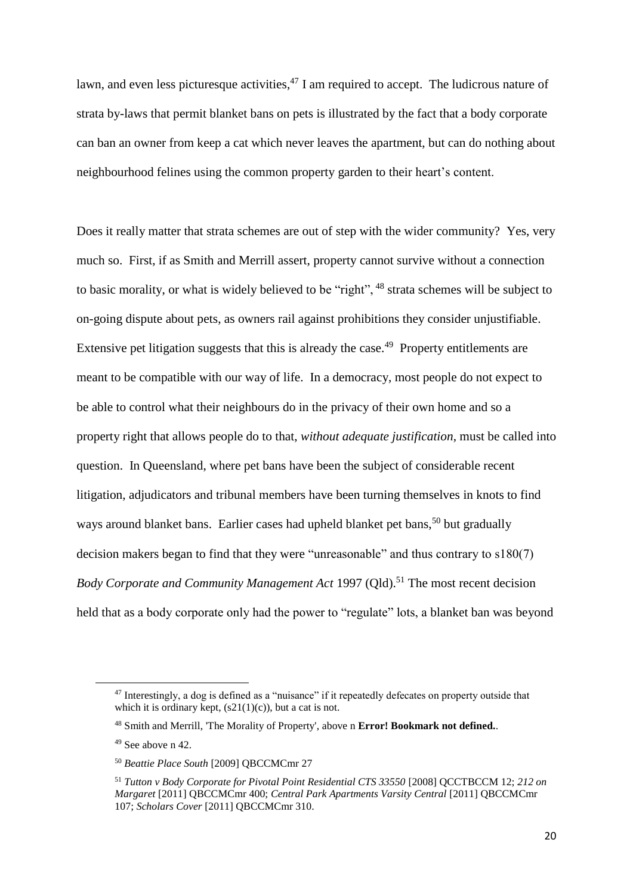lawn, and even less picturesque activities,[47] I am required to accept. The ludicrous nature of strata by-laws that permit blanket bans on pets is illustrated by the fact that a body corporate can ban an owner from keep a cat which never leaves the apartment, but can do nothing about neighbourhood felines using the common property garden to their heart's content.

Does it really matter that strata schemes are out of step with the wider community? Yes, very much so. First, if as Smith and Merrill assert, property cannot survive without a connection to basic morality, or what is widely believed to be "right", [48] strata schemes will be subject to on-going dispute about pets, as owners rail against prohibitions they consider unjustifiable. Extensive pet litigation suggests that this is already the case.[49] Property entitlements are meant to be compatible with our way of life. In a democracy, most people do not expect to be able to control what their neighbours do in the privacy of their own home and so a property right that allows people do to that, *without adequate justification*, must be called into question. In Queensland, where pet bans have been the subject of considerable recent litigation, adjudicators and tribunal members have been turning themselves in knots to find ways around blanket bans. Earlier cases had upheld blanket pet bans,[50] but gradually decision makers began to find that they were "unreasonable" and thus contrary to s180(7) *Body Corporate and Community Management Act* 1997 (Qld).[51] The most recent decision held that as a body corporate only had the power to "regulate" lots, a blanket ban was beyond

---

[47] Interestingly, a dog is defined as a "nuisance" if it repeatedly defecates on property outside that which it is ordinary kept, (s21(1)(c)), but a cat is not.

[48] Smith and Merrill, 'The Morality of Property', above n **Error! Bookmark not defined.**.

[49] See above n 42.

[50] *Beattie Place South* [2009] QBCCMCmr 27

[51] *Tutton v Body Corporate for Pivotal Point Residential CTS 33550* [2008] QCCTBCCM 12; *212 on Margaret* [2011] QBCCMCmr 400; *Central Park Apartments Varsity Central* [2011] QBCCMCmr 107; *Scholars Cover* [2011] QBCCMCmr 310.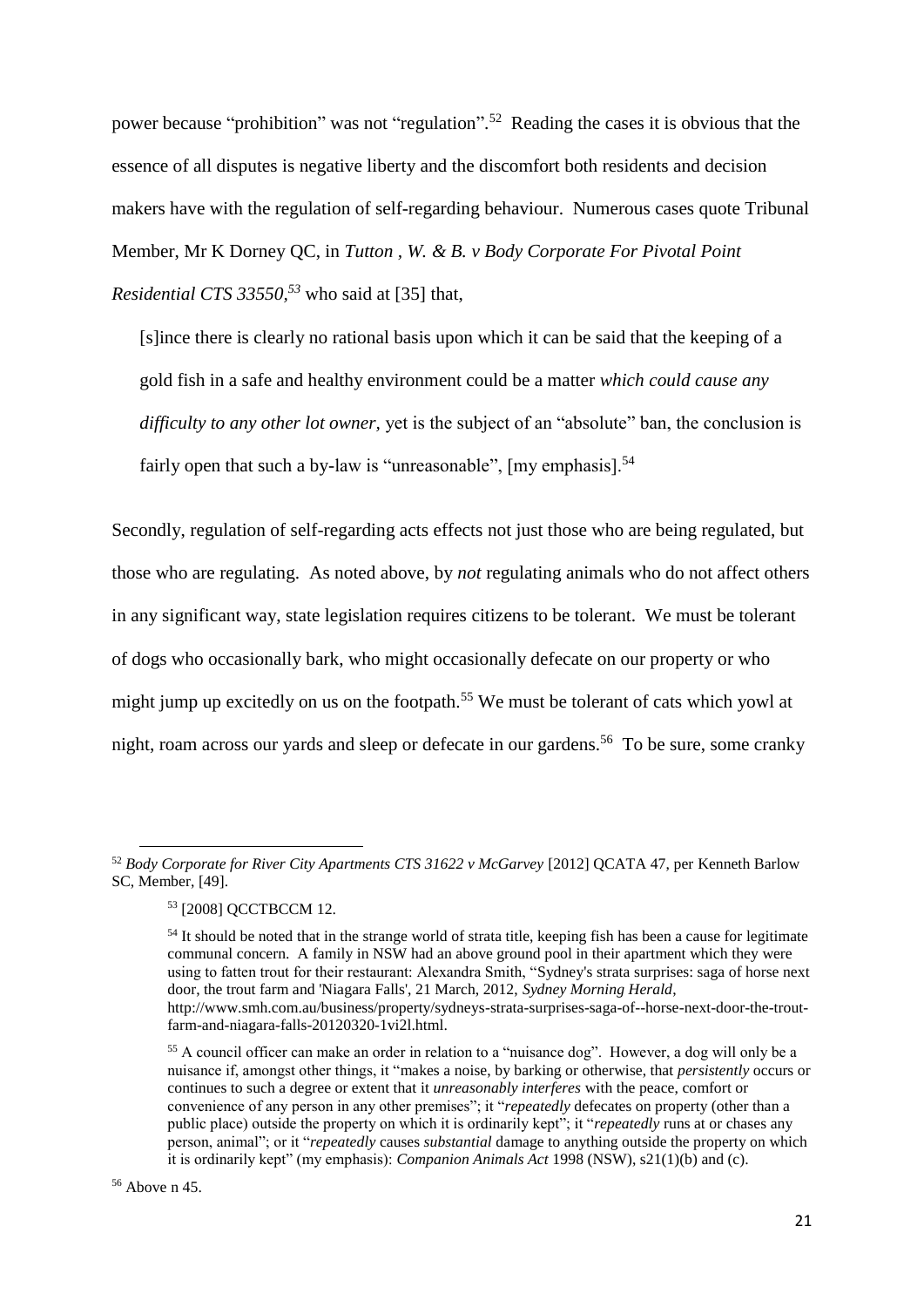power because "prohibition" was not "regulation".[52] Reading the cases it is obvious that the essence of all disputes is negative liberty and the discomfort both residents and decision makers have with the regulation of self-regarding behaviour. Numerous cases quote Tribunal Member, Mr K Dorney QC, in *Tutton , W. & B. v Body Corporate For Pivotal Point Residential CTS 33550,*[53] who said at [35] that,

> [s]ince there is clearly no rational basis upon which it can be said that the keeping of a gold fish in a safe and healthy environment could be a matter *which could cause any difficulty to any other lot owner*, yet is the subject of an "absolute" ban, the conclusion is fairly open that such a by-law is "unreasonable", [my emphasis].[54]

Secondly, regulation of self-regarding acts effects not just those who are being regulated, but those who are regulating. As noted above, by *not* regulating animals who do not affect others in any significant way, state legislation requires citizens to be tolerant. We must be tolerant of dogs who occasionally bark, who might occasionally defecate on our property or who might jump up excitedly on us on the footpath.[55] We must be tolerant of cats which yowl at night, roam across our yards and sleep or defecate in our gardens.[56] To be sure, some cranky

---

[52] *Body Corporate for River City Apartments CTS 31622 v McGarvey* [2012] QCATA 47, per Kenneth Barlow SC, Member, [49].

[53] [2008] QCCTBCCM 12.

[54] It should be noted that in the strange world of strata title, keeping fish has been a cause for legitimate communal concern. A family in NSW had an above ground pool in their apartment which they were using to fatten trout for their restaurant: Alexandra Smith, "Sydney's strata surprises: saga of horse next door, the trout farm and 'Niagara Falls', 21 March, 2012, *Sydney Morning Herald*, http://www.smh.com.au/business/property/sydneys-strata-surprises-saga-of--horse-next-door-the-trout-farm-and-niagara-falls-20120320-1vi2l.html.

[55] A council officer can make an order in relation to a "nuisance dog". However, a dog will only be a nuisance if, amongst other things, it "makes a noise, by barking or otherwise, that *persistently* occurs or continues to such a degree or extent that it *unreasonably interferes* with the peace, comfort or convenience of any person in any other premises"; it "*repeatedly* defecates on property (other than a public place) outside the property on which it is ordinarily kept"; it "*repeatedly* runs at or chases any person, animal"; or it "*repeatedly* causes *substantial* damage to anything outside the property on which it is ordinarily kept" (my emphasis): *Companion Animals Act* 1998 (NSW), s21(1)(b) and (c).

[56] Above n 45.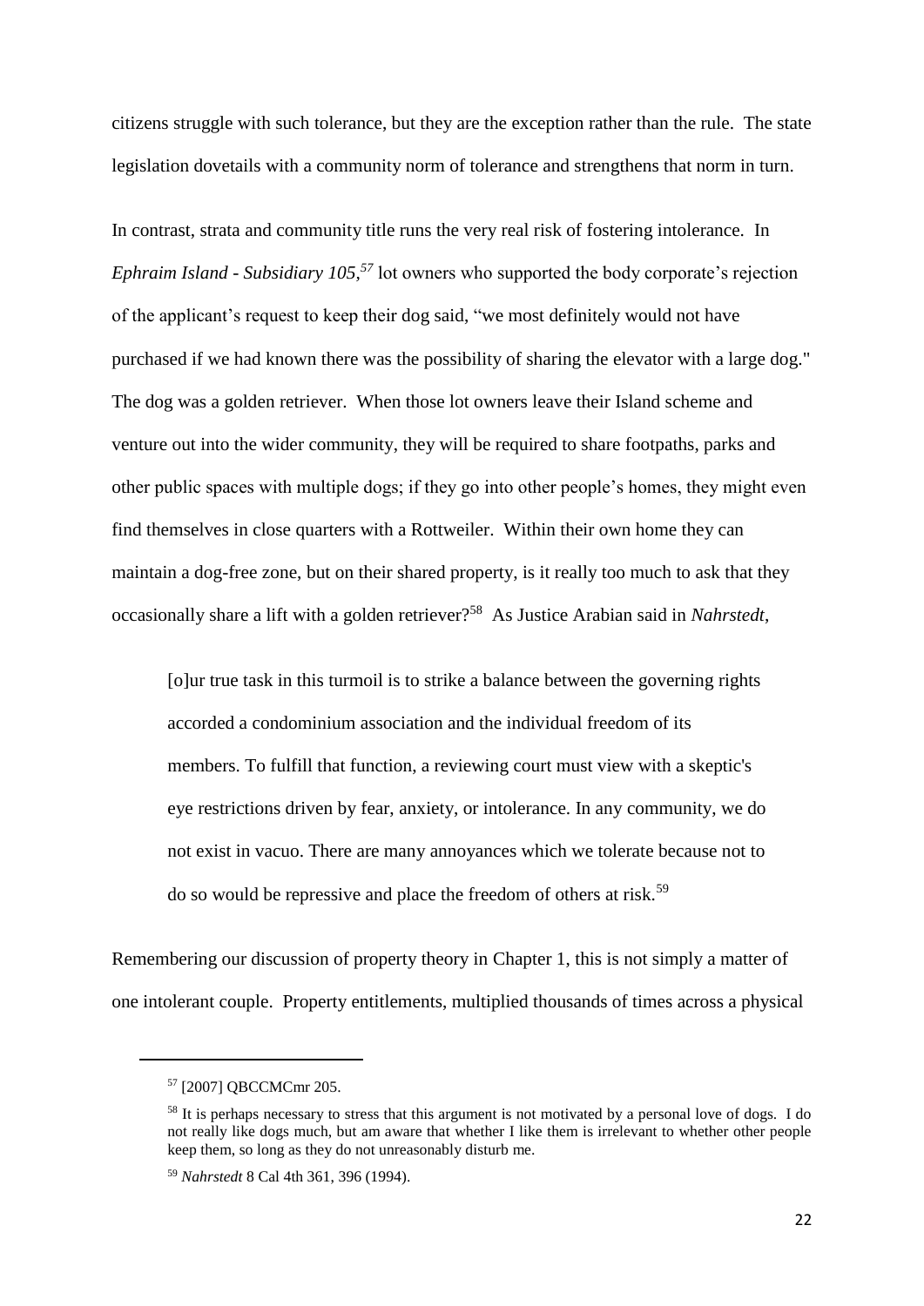citizens struggle with such tolerance, but they are the exception rather than the rule. The state legislation dovetails with a community norm of tolerance and strengthens that norm in turn.

In contrast, strata and community title runs the very real risk of fostering intolerance. In *Ephraim Island - Subsidiary 105*,[57] lot owners who supported the body corporate's rejection of the applicant's request to keep their dog said, "we most definitely would not have purchased if we had known there was the possibility of sharing the elevator with a large dog." The dog was a golden retriever. When those lot owners leave their Island scheme and venture out into the wider community, they will be required to share footpaths, parks and other public spaces with multiple dogs; if they go into other people's homes, they might even find themselves in close quarters with a Rottweiler. Within their own home they can maintain a dog-free zone, but on their shared property, is it really too much to ask that they occasionally share a lift with a golden retriever?[58] As Justice Arabian said in *Nahrstedt*,

> [o]ur true task in this turmoil is to strike a balance between the governing rights accorded a condominium association and the individual freedom of its members. To fulfill that function, a reviewing court must view with a skeptic's eye restrictions driven by fear, anxiety, or intolerance. In any community, we do not exist in vacuo. There are many annoyances which we tolerate because not to do so would be repressive and place the freedom of others at risk.[59]

Remembering our discussion of property theory in Chapter 1, this is not simply a matter of one intolerant couple. Property entitlements, multiplied thousands of times across a physical

---

[57] [2007] QBCCMCmr 205.

[58] It is perhaps necessary to stress that this argument is not motivated by a personal love of dogs. I do not really like dogs much, but am aware that whether I like them is irrelevant to whether other people keep them, so long as they do not unreasonably disturb me.

[59] *Nahrstedt* 8 Cal 4th 361, 396 (1994).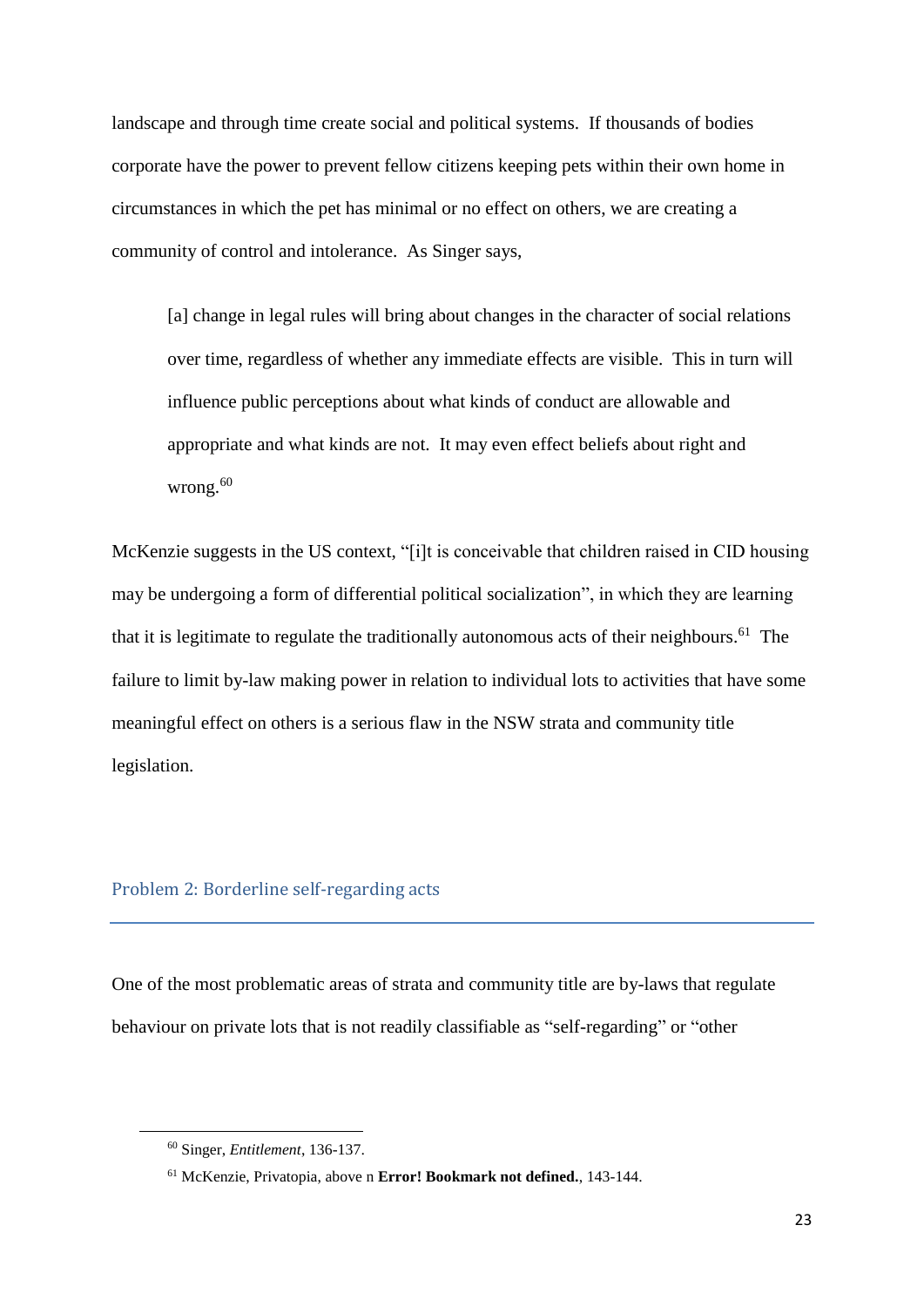landscape and through time create social and political systems. If thousands of bodies corporate have the power to prevent fellow citizens keeping pets within their own home in circumstances in which the pet has minimal or no effect on others, we are creating a community of control and intolerance. As Singer says,

> [a] change in legal rules will bring about changes in the character of social relations over time, regardless of whether any immediate effects are visible. This in turn will influence public perceptions about what kinds of conduct are allowable and appropriate and what kinds are not. It may even effect beliefs about right and wrong.[60]

McKenzie suggests in the US context, "[i]t is conceivable that children raised in CID housing may be undergoing a form of differential political socialization", in which they are learning that it is legitimate to regulate the traditionally autonomous acts of their neighbours.[61] The failure to limit by-law making power in relation to individual lots to activities that have some meaningful effect on others is a serious flaw in the NSW strata and community title legislation.

## Problem 2: Borderline self-regarding acts

One of the most problematic areas of strata and community title are by-laws that regulate behaviour on private lots that is not readily classifiable as "self-regarding" or "other

---

[60] Singer, *Entitlement*, 136-137.

[61] McKenzie, Privatopia, above n **Error! Bookmark not defined.**, 143-144.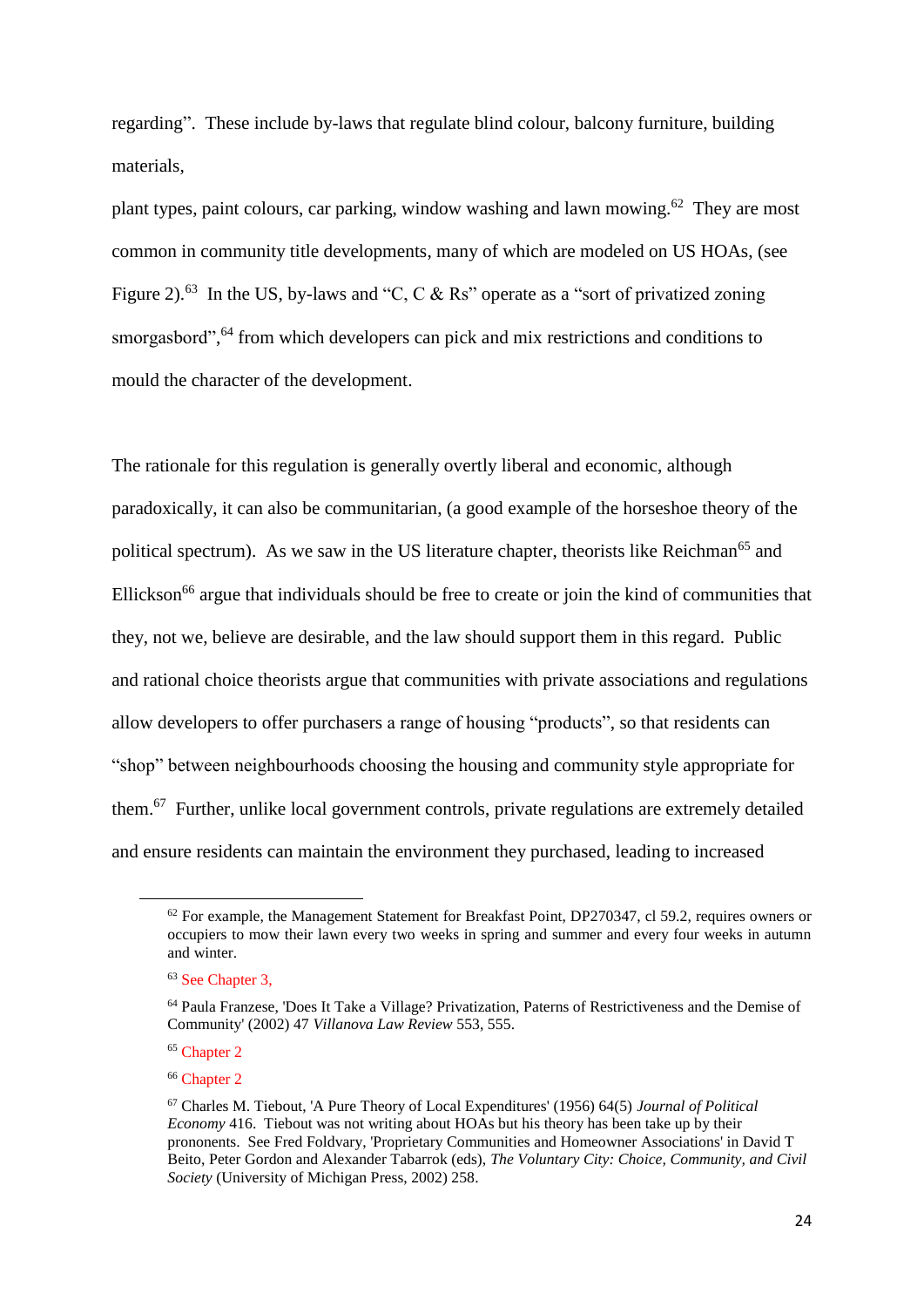regarding". These include by-laws that regulate blind colour, balcony furniture, building materials,

plant types, paint colours, car parking, window washing and lawn mowing.[62] They are most common in community title developments, many of which are modeled on US HOAs, (see Figure 2).[63] In the US, by-laws and "C, C & Rs" operate as a "sort of privatized zoning smorgasbord",[64] from which developers can pick and mix restrictions and conditions to mould the character of the development.

The rationale for this regulation is generally overtly liberal and economic, although paradoxically, it can also be communitarian, (a good example of the horseshoe theory of the political spectrum). As we saw in the US literature chapter, theorists like Reichman[65] and Ellickson[66] argue that individuals should be free to create or join the kind of communities that they, not we, believe are desirable, and the law should support them in this regard. Public and rational choice theorists argue that communities with private associations and regulations allow developers to offer purchasers a range of housing "products", so that residents can "shop" between neighbourhoods choosing the housing and community style appropriate for them.[67] Further, unlike local government controls, private regulations are extremely detailed and ensure residents can maintain the environment they purchased, leading to increased

---

[62] For example, the Management Statement for Breakfast Point, DP270347, cl 59.2, requires owners or occupiers to mow their lawn every two weeks in spring and summer and every four weeks in autumn and winter.

[63] See Chapter 3,

[64] Paula Franzese, 'Does It Take a Village? Privatization, Paterns of Restrictiveness and the Demise of Community' (2002) 47 *Villanova Law Review* 553, 555.

[65] Chapter 2

[66] Chapter 2

[67] Charles M. Tiebout, 'A Pure Theory of Local Expenditures' (1956) 64(5) *Journal of Political Economy* 416. Tiebout was not writing about HOAs but his theory has been take up by their prononents. See Fred Foldvary, 'Proprietary Communities and Homeowner Associations' in David T Beito, Peter Gordon and Alexander Tabarrok (eds), *The Voluntary City: Choice, Community, and Civil Society* (University of Michigan Press, 2002) 258.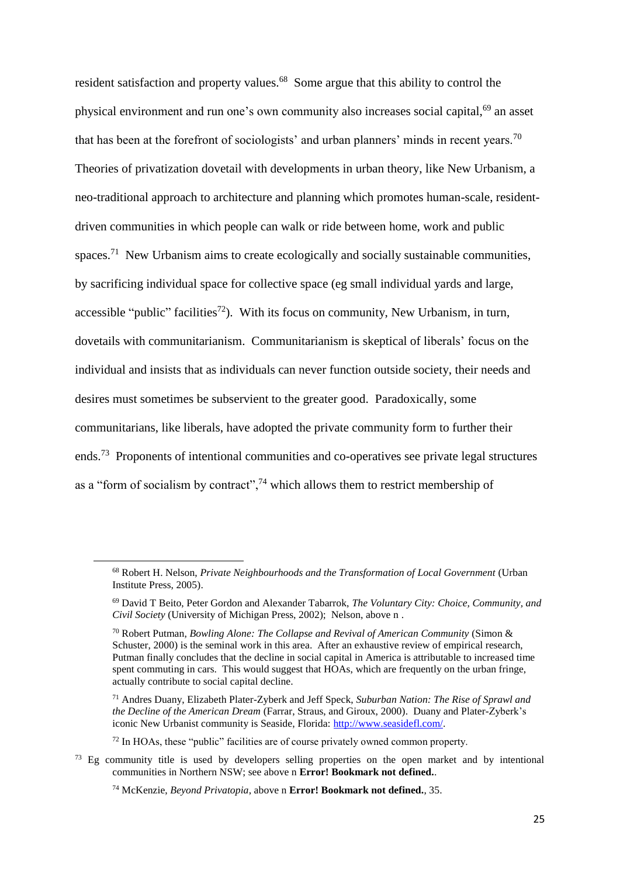resident satisfaction and property values.[68] Some argue that this ability to control the physical environment and run one's own community also increases social capital,[69] an asset that has been at the forefront of sociologists' and urban planners' minds in recent years.[70] Theories of privatization dovetail with developments in urban theory, like New Urbanism, a neo-traditional approach to architecture and planning which promotes human-scale, resident-driven communities in which people can walk or ride between home, work and public spaces.[71] New Urbanism aims to create ecologically and socially sustainable communities, by sacrificing individual space for collective space (eg small individual yards and large, accessible "public" facilities[72]). With its focus on community, New Urbanism, in turn, dovetails with communitarianism. Communitarianism is skeptical of liberals' focus on the individual and insists that as individuals can never function outside society, their needs and desires must sometimes be subservient to the greater good. Paradoxically, some communitarians, like liberals, have adopted the private community form to further their ends.[73] Proponents of intentional communities and co-operatives see private legal structures as a "form of socialism by contract",[74] which allows them to restrict membership of

---

[68] Robert H. Nelson, *Private Neighbourhoods and the Transformation of Local Government* (Urban Institute Press, 2005).

[69] David T Beito, Peter Gordon and Alexander Tabarrok, *The Voluntary City: Choice, Community, and Civil Society* (University of Michigan Press, 2002); Nelson, above n .

[70] Robert Putman, *Bowling Alone: The Collapse and Revival of American Community* (Simon & Schuster, 2000) is the seminal work in this area. After an exhaustive review of empirical research, Putman finally concludes that the decline in social capital in America is attributable to increased time spent commuting in cars. This would suggest that HOAs, which are frequently on the urban fringe, actually contribute to social capital decline.

[71] Andres Duany, Elizabeth Plater-Zyberk and Jeff Speck, *Suburban Nation: The Rise of Sprawl and the Decline of the American Dream* (Farrar, Straus, and Giroux, 2000). Duany and Plater-Zyberk's iconic New Urbanist community is Seaside, Florida: http://www.seasidefl.com/.

[72] In HOAs, these "public" facilities are of course privately owned common property.

[73] Eg community title is used by developers selling properties on the open market and by intentional communities in Northern NSW; see above n **Error! Bookmark not defined.**.

[74] McKenzie, *Beyond Privatopia*, above n **Error! Bookmark not defined.**, 35.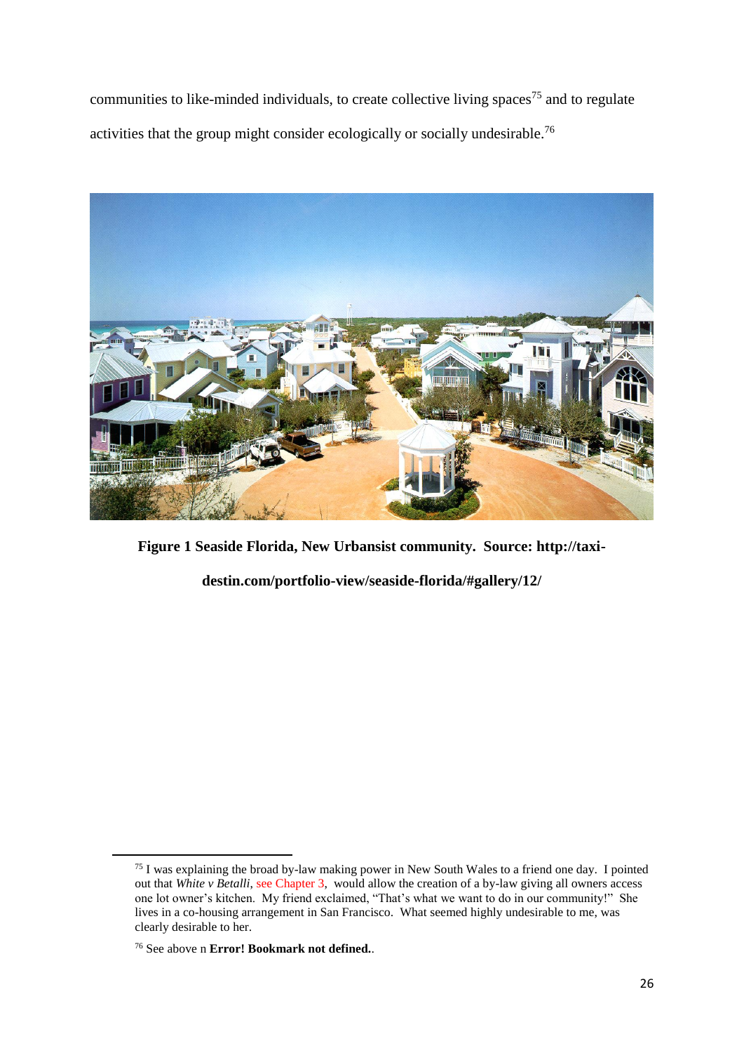communities to like-minded individuals, to create collective living spaces[75] and to regulate activities that the group might consider ecologically or socially undesirable.[76]

**Figure 1 Seaside Florida, New Urbansist community. Source: http://taxi-destin.com/portfolio-view/seaside-florida/#gallery/12/**

---

[75] I was explaining the broad by-law making power in New South Wales to a friend one day. I pointed out that *White v Betalli*, see Chapter 3, would allow the creation of a by-law giving all owners access one lot owner's kitchen. My friend exclaimed, "That's what we want to do in our community!" She lives in a co-housing arrangement in San Francisco. What seemed highly undesirable to me, was clearly desirable to her.

[76] See above n **Error! Bookmark not defined.**.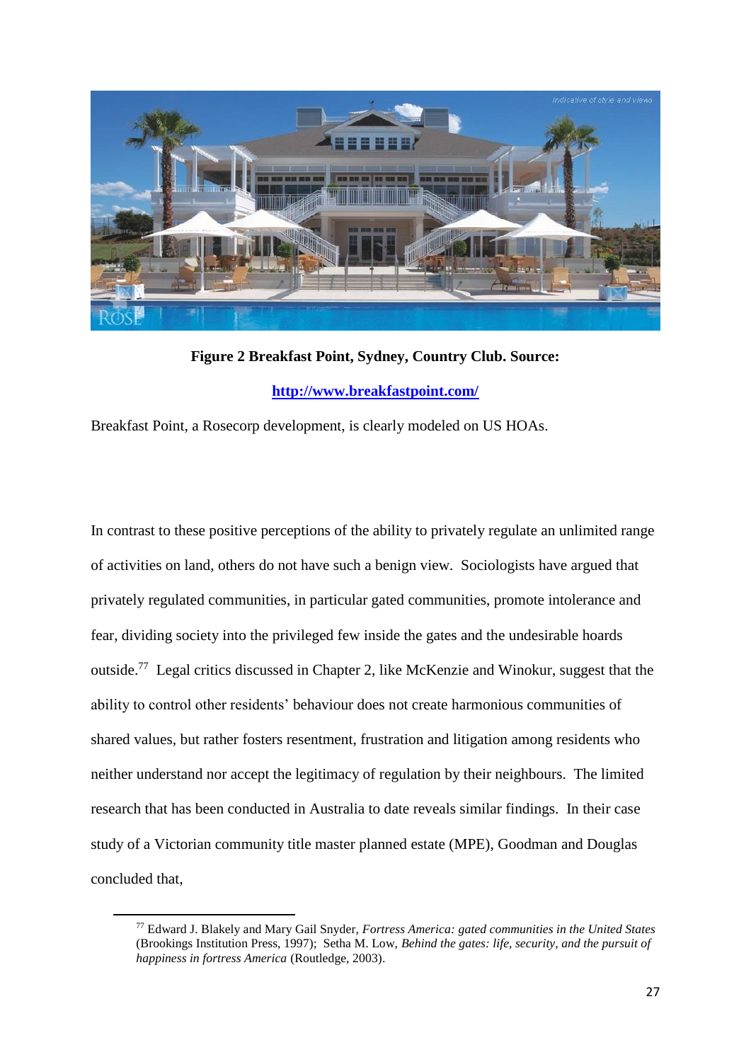**Figure 2 Breakfast Point, Sydney, Country Club. Source:**

**http://www.breakfastpoint.com/**

Breakfast Point, a Rosecorp development, is clearly modeled on US HOAs.

In contrast to these positive perceptions of the ability to privately regulate an unlimited range of activities on land, others do not have such a benign view. Sociologists have argued that privately regulated communities, in particular gated communities, promote intolerance and fear, dividing society into the privileged few inside the gates and the undesirable hoards outside.[77] Legal critics discussed in Chapter 2, like McKenzie and Winokur, suggest that the ability to control other residents' behaviour does not create harmonious communities of shared values, but rather fosters resentment, frustration and litigation among residents who neither understand nor accept the legitimacy of regulation by their neighbours. The limited research that has been conducted in Australia to date reveals similar findings. In their case study of a Victorian community title master planned estate (MPE), Goodman and Douglas concluded that,

---

[77] Edward J. Blakely and Mary Gail Snyder, *Fortress America: gated communities in the United States* (Brookings Institution Press, 1997); Setha M. Low, *Behind the gates: life, security, and the pursuit of happiness in fortress America* (Routledge, 2003).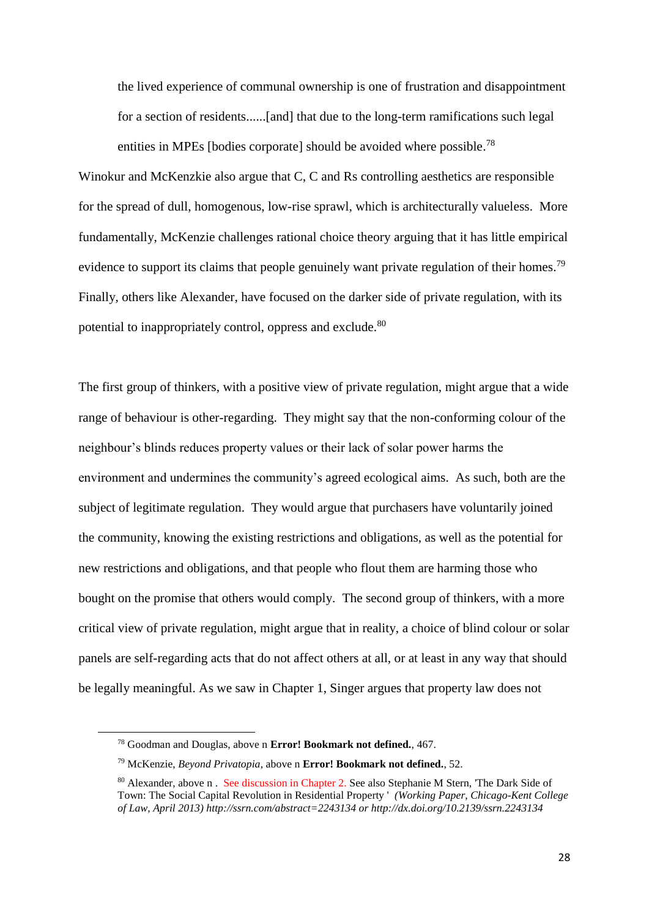> the lived experience of communal ownership is one of frustration and disappointment for a section of residents......[and] that due to the long-term ramifications such legal entities in MPEs [bodies corporate] should be avoided where possible.[78]

Winokur and McKenzkie also argue that C, C and Rs controlling aesthetics are responsible for the spread of dull, homogenous, low-rise sprawl, which is architecturally valueless. More fundamentally, McKenzie challenges rational choice theory arguing that it has little empirical evidence to support its claims that people genuinely want private regulation of their homes.[79] Finally, others like Alexander, have focused on the darker side of private regulation, with its potential to inappropriately control, oppress and exclude.[80]

The first group of thinkers, with a positive view of private regulation, might argue that a wide range of behaviour is other-regarding. They might say that the non-conforming colour of the neighbour's blinds reduces property values or their lack of solar power harms the environment and undermines the community's agreed ecological aims. As such, both are the subject of legitimate regulation. They would argue that purchasers have voluntarily joined the community, knowing the existing restrictions and obligations, as well as the potential for new restrictions and obligations, and that people who flout them are harming those who bought on the promise that others would comply. The second group of thinkers, with a more critical view of private regulation, might argue that in reality, a choice of blind colour or solar panels are self-regarding acts that do not affect others at all, or at least in any way that should be legally meaningful. As we saw in Chapter 1, Singer argues that property law does not

---

[78] Goodman and Douglas, above n **Error! Bookmark not defined.**, 467.

[79] McKenzie, *Beyond Privatopia*, above n **Error! Bookmark not defined.**, 52.

[80] Alexander, above n . See discussion in Chapter 2. See also Stephanie M Stern, 'The Dark Side of Town: The Social Capital Revolution in Residential Property ' *(Working Paper, Chicago-Kent College of Law, April 2013) http://ssrn.com/abstract=2243134 or http://dx.doi.org/10.2139/ssrn.2243134*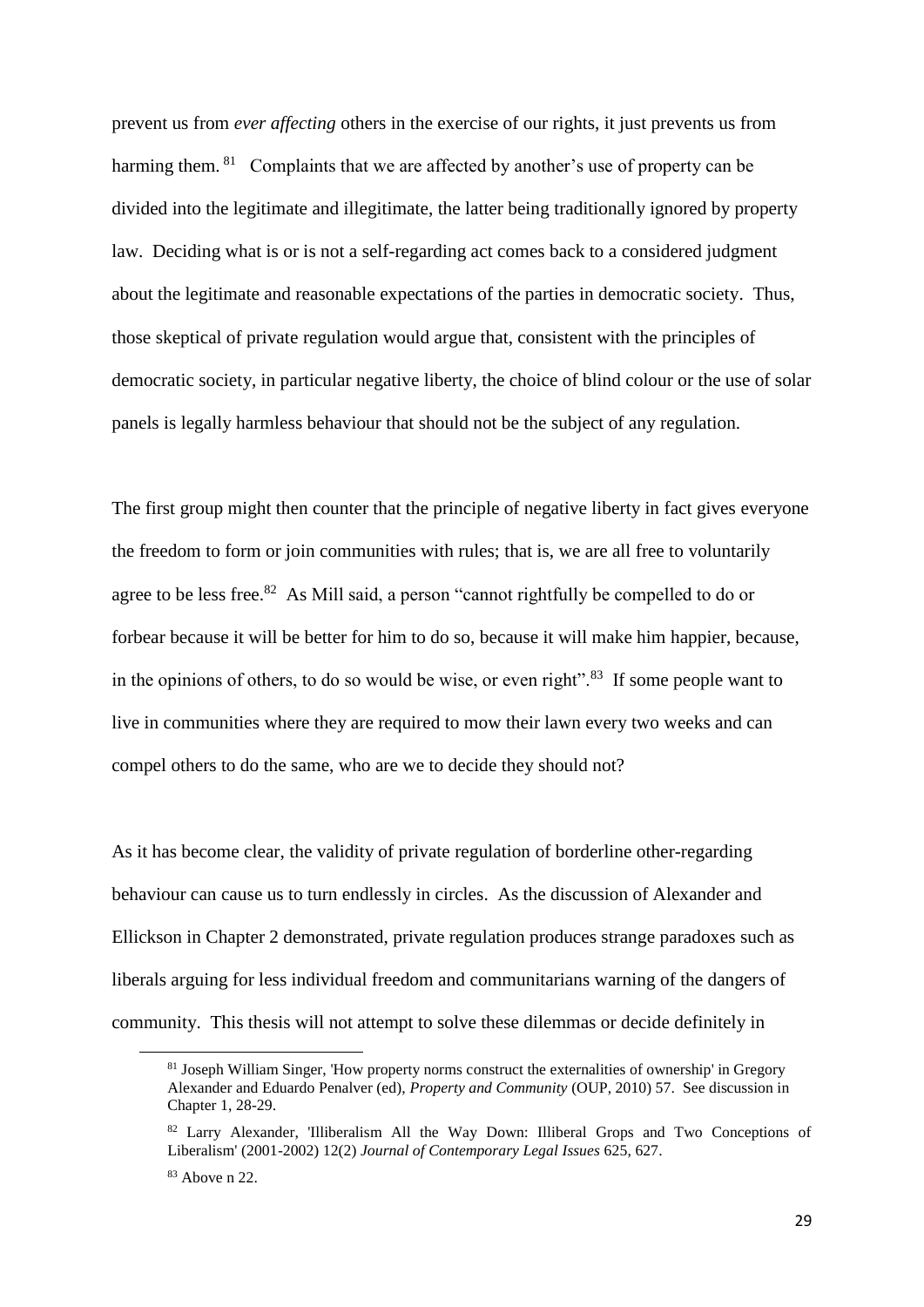prevent us from *ever affecting* others in the exercise of our rights, it just prevents us from harming them. [81] Complaints that we are affected by another's use of property can be divided into the legitimate and illegitimate, the latter being traditionally ignored by property law. Deciding what is or is not a self-regarding act comes back to a considered judgment about the legitimate and reasonable expectations of the parties in democratic society. Thus, those skeptical of private regulation would argue that, consistent with the principles of democratic society, in particular negative liberty, the choice of blind colour or the use of solar panels is legally harmless behaviour that should not be the subject of any regulation.

The first group might then counter that the principle of negative liberty in fact gives everyone the freedom to form or join communities with rules; that is, we are all free to voluntarily agree to be less free.[82] As Mill said, a person "cannot rightfully be compelled to do or forbear because it will be better for him to do so, because it will make him happier, because, in the opinions of others, to do so would be wise, or even right".[83] If some people want to live in communities where they are required to mow their lawn every two weeks and can compel others to do the same, who are we to decide they should not?

As it has become clear, the validity of private regulation of borderline other-regarding behaviour can cause us to turn endlessly in circles. As the discussion of Alexander and Ellickson in Chapter 2 demonstrated, private regulation produces strange paradoxes such as liberals arguing for less individual freedom and communitarians warning of the dangers of community. This thesis will not attempt to solve these dilemmas or decide definitely in

---

[81] Joseph William Singer, 'How property norms construct the externalities of ownership' in Gregory Alexander and Eduardo Penalver (ed), *Property and Community* (OUP, 2010) 57. See discussion in Chapter 1, 28-29.

[82] Larry Alexander, 'Illiberalism All the Way Down: Illiberal Grops and Two Conceptions of Liberalism' (2001-2002) 12(2) *Journal of Contemporary Legal Issues* 625, 627.

[83] Above n 22.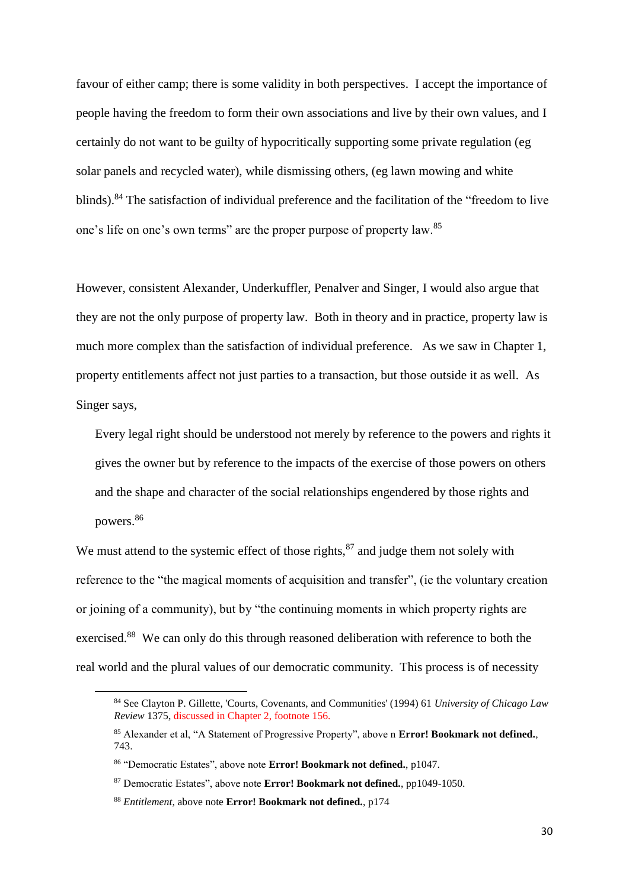favour of either camp; there is some validity in both perspectives. I accept the importance of people having the freedom to form their own associations and live by their own values, and I certainly do not want to be guilty of hypocritically supporting some private regulation (eg solar panels and recycled water), while dismissing others, (eg lawn mowing and white blinds).[84] The satisfaction of individual preference and the facilitation of the "freedom to live one's life on one's own terms" are the proper purpose of property law.[85]

However, consistent Alexander, Underkuffler, Penalver and Singer, I would also argue that they are not the only purpose of property law. Both in theory and in practice, property law is much more complex than the satisfaction of individual preference. As we saw in Chapter 1, property entitlements affect not just parties to a transaction, but those outside it as well. As Singer says,

> Every legal right should be understood not merely by reference to the powers and rights it gives the owner but by reference to the impacts of the exercise of those powers on others and the shape and character of the social relationships engendered by those rights and powers.[86]

We must attend to the systemic effect of those rights,[87] and judge them not solely with reference to the "the magical moments of acquisition and transfer", (ie the voluntary creation or joining of a community), but by "the continuing moments in which property rights are exercised.[88] We can only do this through reasoned deliberation with reference to both the real world and the plural values of our democratic community. This process is of necessity

---

[84] See Clayton P. Gillette, 'Courts, Covenants, and Communities' (1994) 61 *University of Chicago Law Review* 1375, discussed in Chapter 2, footnote 156.

[85] Alexander et al, "A Statement of Progressive Property", above n **Error! Bookmark not defined.**, 743.

[86] "Democratic Estates", above note **Error! Bookmark not defined.**, p1047.

[87] Democratic Estates", above note **Error! Bookmark not defined.**, pp1049-1050.

[88] *Entitlement*, above note **Error! Bookmark not defined.**, p174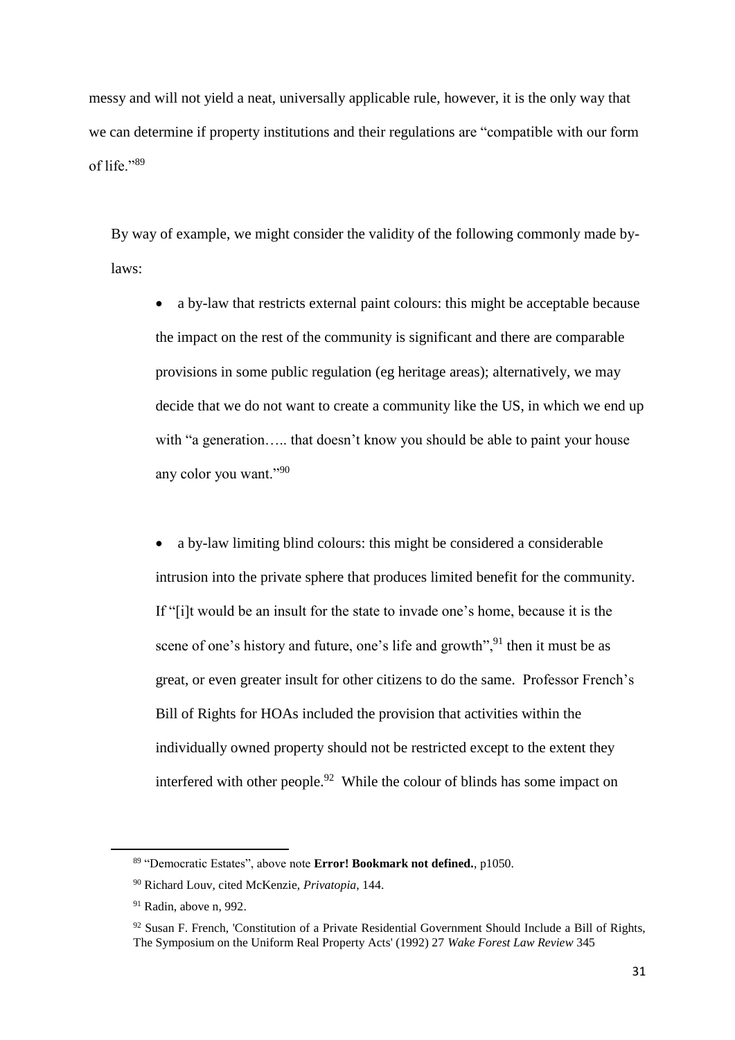messy and will not yield a neat, universally applicable rule, however, it is the only way that we can determine if property institutions and their regulations are "compatible with our form of life."[89]

By way of example, we might consider the validity of the following commonly made by-laws:

- a by-law that restricts external paint colours: this might be acceptable because the impact on the rest of the community is significant and there are comparable provisions in some public regulation (eg heritage areas); alternatively, we may decide that we do not want to create a community like the US, in which we end up with "a generation….. that doesn't know you should be able to paint your house any color you want."[90]

- a by-law limiting blind colours: this might be considered a considerable intrusion into the private sphere that produces limited benefit for the community. If "[i]t would be an insult for the state to invade one's home, because it is the scene of one's history and future, one's life and growth",[91] then it must be as great, or even greater insult for other citizens to do the same. Professor French's Bill of Rights for HOAs included the provision that activities within the individually owned property should not be restricted except to the extent they interfered with other people.[92] While the colour of blinds has some impact on

---

[89] "Democratic Estates", above note **Error! Bookmark not defined.**, p1050.

[90] Richard Louv, cited McKenzie, *Privatopia*, 144.

[91] Radin, above n, 992.

[92] Susan F. French, 'Constitution of a Private Residential Government Should Include a Bill of Rights, The Symposium on the Uniform Real Property Acts' (1992) 27 *Wake Forest Law Review* 345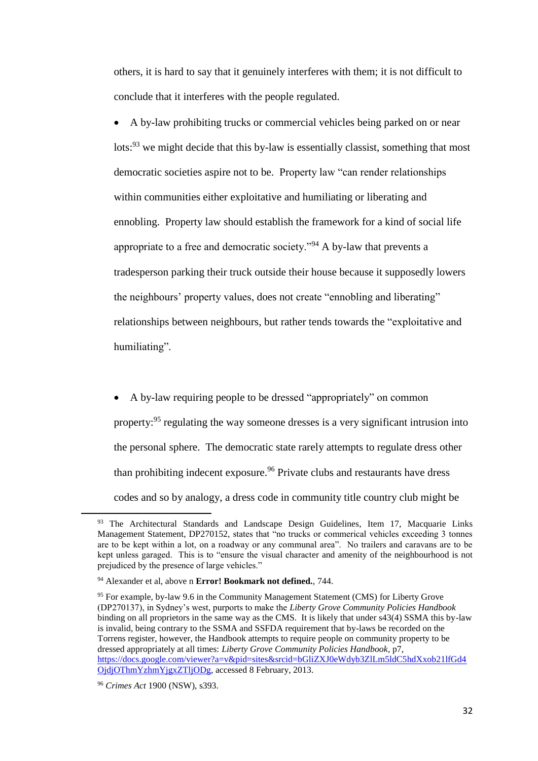others, it is hard to say that it genuinely interferes with them; it is not difficult to conclude that it interferes with the people regulated.

- A by-law prohibiting trucks or commercial vehicles being parked on or near lots:[93] we might decide that this by-law is essentially classist, something that most democratic societies aspire not to be. Property law "can render relationships within communities either exploitative and humiliating or liberating and ennobling. Property law should establish the framework for a kind of social life appropriate to a free and democratic society."[94] A by-law that prevents a tradesperson parking their truck outside their house because it supposedly lowers the neighbours' property values, does not create "ennobling and liberating" relationships between neighbours, but rather tends towards the "exploitative and humiliating".

- A by-law requiring people to be dressed "appropriately" on common property:[95] regulating the way someone dresses is a very significant intrusion into the personal sphere. The democratic state rarely attempts to regulate dress other than prohibiting indecent exposure.[96] Private clubs and restaurants have dress codes and so by analogy, a dress code in community title country club might be

---

[93] The Architectural Standards and Landscape Design Guidelines, Item 17, Macquarie Links Management Statement, DP270152, states that "no trucks or commerical vehicles exceeding 3 tonnes are to be kept within a lot, on a roadway or any communal area". No trailers and caravans are to be kept unless garaged. This is to "ensure the visual character and amenity of the neighbourhood is not prejudiced by the presence of large vehicles."

[94] Alexander et al, above n **Error! Bookmark not defined.**, 744.

[95] For example, by-law 9.6 in the Community Management Statement (CMS) for Liberty Grove (DP270137), in Sydney's west, purports to make the *Liberty Grove Community Policies Handbook* binding on all proprietors in the same way as the CMS. It is likely that under s43(4) SSMA this by-law is invalid, being contrary to the SSMA and SSFDA requirement that by-laws be recorded on the Torrens register, however, the Handbook attempts to require people on community property to be dressed appropriately at all times: *Liberty Grove Community Policies Handbook*, p7, https://docs.google.com/viewer?a=v&pid=sites&srcid=bGliZXJ0eWdyb3ZlLm5ldC5hdXxob21lfGd4OjdjOThmYzhmYjgxZTljODg, accessed 8 February, 2013.

[96] *Crimes Act* 1900 (NSW), s393.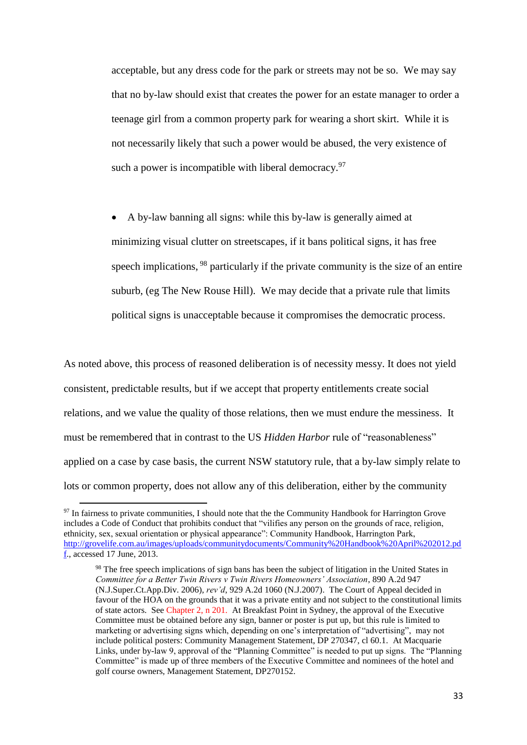acceptable, but any dress code for the park or streets may not be so. We may say that no by-law should exist that creates the power for an estate manager to order a teenage girl from a common property park for wearing a short skirt. While it is not necessarily likely that such a power would be abused, the very existence of such a power is incompatible with liberal democracy.[97]

- A by-law banning all signs: while this by-law is generally aimed at minimizing visual clutter on streetscapes, if it bans political signs, it has free speech implications, [98] particularly if the private community is the size of an entire suburb, (eg The New Rouse Hill). We may decide that a private rule that limits political signs is unacceptable because it compromises the democratic process.

As noted above, this process of reasoned deliberation is of necessity messy. It does not yield consistent, predictable results, but if we accept that property entitlements create social relations, and we value the quality of those relations, then we must endure the messiness. It must be remembered that in contrast to the US *Hidden Harbor* rule of "reasonableness" applied on a case by case basis, the current NSW statutory rule, that a by-law simply relate to lots or common property, does not allow any of this deliberation, either by the community

---

[97] In fairness to private communities, I should note that the the Community Handbook for Harrington Grove includes a Code of Conduct that prohibits conduct that "vilifies any person on the grounds of race, religion, ethnicity, sex, sexual orientation or physical appearance": Community Handbook, Harrington Park, http://grovelife.com.au/images/uploads/communitydocuments/Community%20Handbook%20April%202012.pdf., accessed 17 June, 2013.

[98] The free speech implications of sign bans has been the subject of litigation in the United States in *Committee for a Better Twin Rivers v Twin Rivers Homeowners' Association*, 890 A.2d 947 (N.J.Super.Ct.App.Div. 2006), *rev'd*, 929 A.2d 1060 (N.J.2007). The Court of Appeal decided in favour of the HOA on the grounds that it was a private entity and not subject to the constitutional limits of state actors. See Chapter 2, n 201. At Breakfast Point in Sydney, the approval of the Executive Committee must be obtained before any sign, banner or poster is put up, but this rule is limited to marketing or advertising signs which, depending on one's interpretation of "advertising", may not include political posters: Community Management Statement, DP 270347, cl 60.1. At Macquarie Links, under by-law 9, approval of the "Planning Committee" is needed to put up signs. The "Planning Committee" is made up of three members of the Executive Committee and nominees of the hotel and golf course owners, Management Statement, DP270152.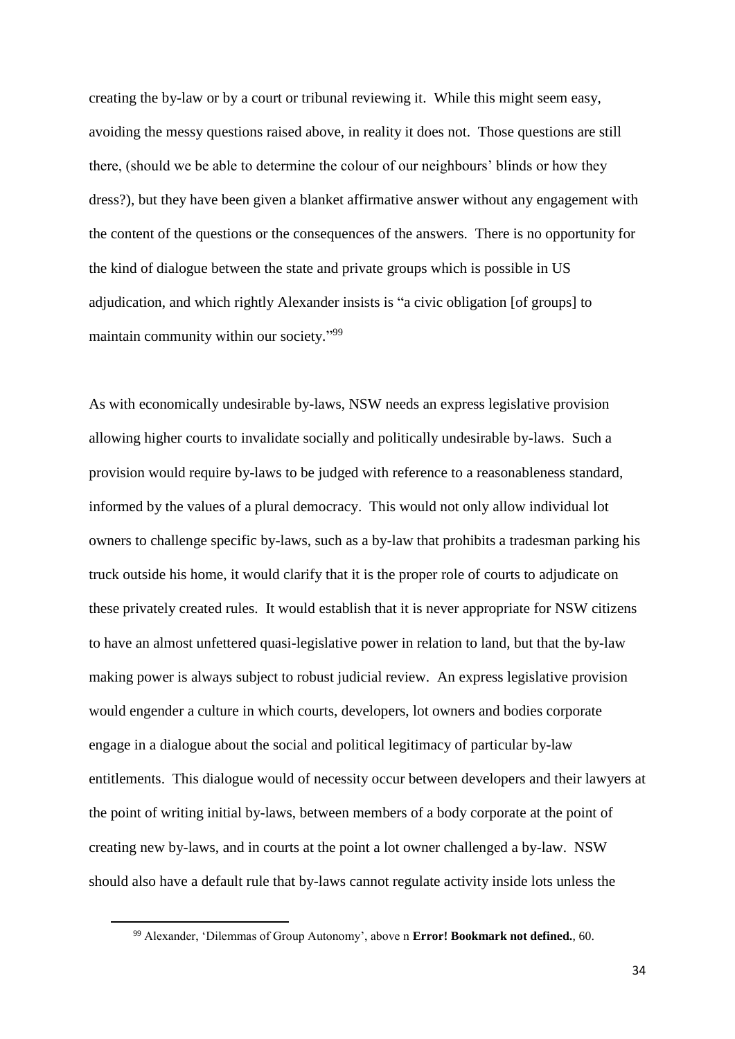creating the by-law or by a court or tribunal reviewing it. While this might seem easy, avoiding the messy questions raised above, in reality it does not. Those questions are still there, (should we be able to determine the colour of our neighbours' blinds or how they dress?), but they have been given a blanket affirmative answer without any engagement with the content of the questions or the consequences of the answers. There is no opportunity for the kind of dialogue between the state and private groups which is possible in US adjudication, and which rightly Alexander insists is "a civic obligation [of groups] to maintain community within our society."[99]

As with economically undesirable by-laws, NSW needs an express legislative provision allowing higher courts to invalidate socially and politically undesirable by-laws. Such a provision would require by-laws to be judged with reference to a reasonableness standard, informed by the values of a plural democracy. This would not only allow individual lot owners to challenge specific by-laws, such as a by-law that prohibits a tradesman parking his truck outside his home, it would clarify that it is the proper role of courts to adjudicate on these privately created rules. It would establish that it is never appropriate for NSW citizens to have an almost unfettered quasi-legislative power in relation to land, but that the by-law making power is always subject to robust judicial review. An express legislative provision would engender a culture in which courts, developers, lot owners and bodies corporate engage in a dialogue about the social and political legitimacy of particular by-law entitlements. This dialogue would of necessity occur between developers and their lawyers at the point of writing initial by-laws, between members of a body corporate at the point of creating new by-laws, and in courts at the point a lot owner challenged a by-law. NSW should also have a default rule that by-laws cannot regulate activity inside lots unless the

[99] Alexander, 'Dilemmas of Group Autonomy', above n **Error! Bookmark not defined.**, 60.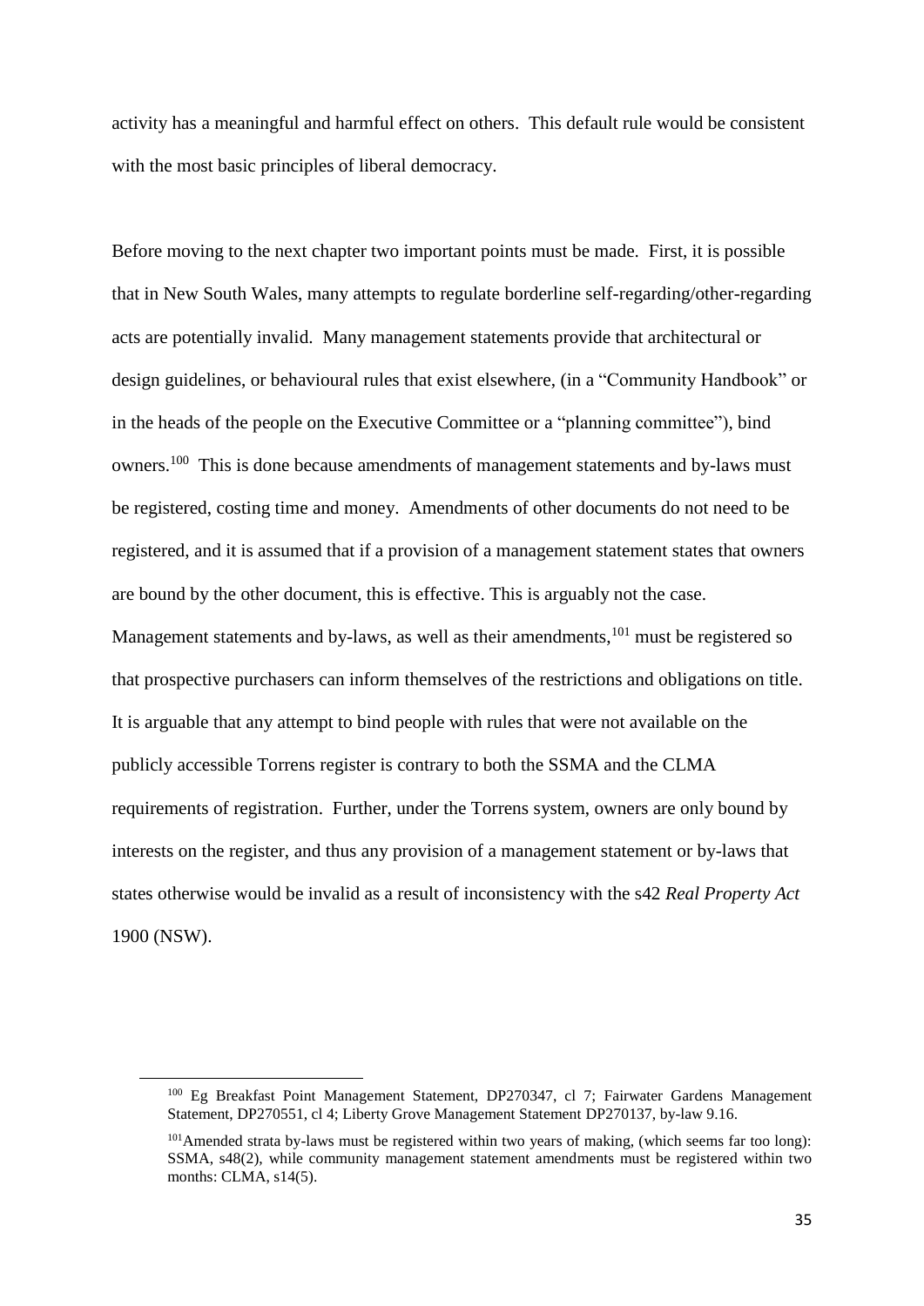activity has a meaningful and harmful effect on others. This default rule would be consistent with the most basic principles of liberal democracy.

Before moving to the next chapter two important points must be made. First, it is possible that in New South Wales, many attempts to regulate borderline self-regarding/other-regarding acts are potentially invalid. Many management statements provide that architectural or design guidelines, or behavioural rules that exist elsewhere, (in a "Community Handbook" or in the heads of the people on the Executive Committee or a "planning committee"), bind owners.[100] This is done because amendments of management statements and by-laws must be registered, costing time and money. Amendments of other documents do not need to be registered, and it is assumed that if a provision of a management statement states that owners are bound by the other document, this is effective. This is arguably not the case. Management statements and by-laws, as well as their amendments,[101] must be registered so that prospective purchasers can inform themselves of the restrictions and obligations on title. It is arguable that any attempt to bind people with rules that were not available on the publicly accessible Torrens register is contrary to both the SSMA and the CLMA requirements of registration. Further, under the Torrens system, owners are only bound by interests on the register, and thus any provision of a management statement or by-laws that states otherwise would be invalid as a result of inconsistency with the s42 *Real Property Act* 1900 (NSW).

---

[100] Eg Breakfast Point Management Statement, DP270347, cl 7; Fairwater Gardens Management Statement, DP270551, cl 4; Liberty Grove Management Statement DP270137, by-law 9.16.

[101] Amended strata by-laws must be registered within two years of making, (which seems far too long): SSMA, s48(2), while community management statement amendments must be registered within two months: CLMA, s14(5).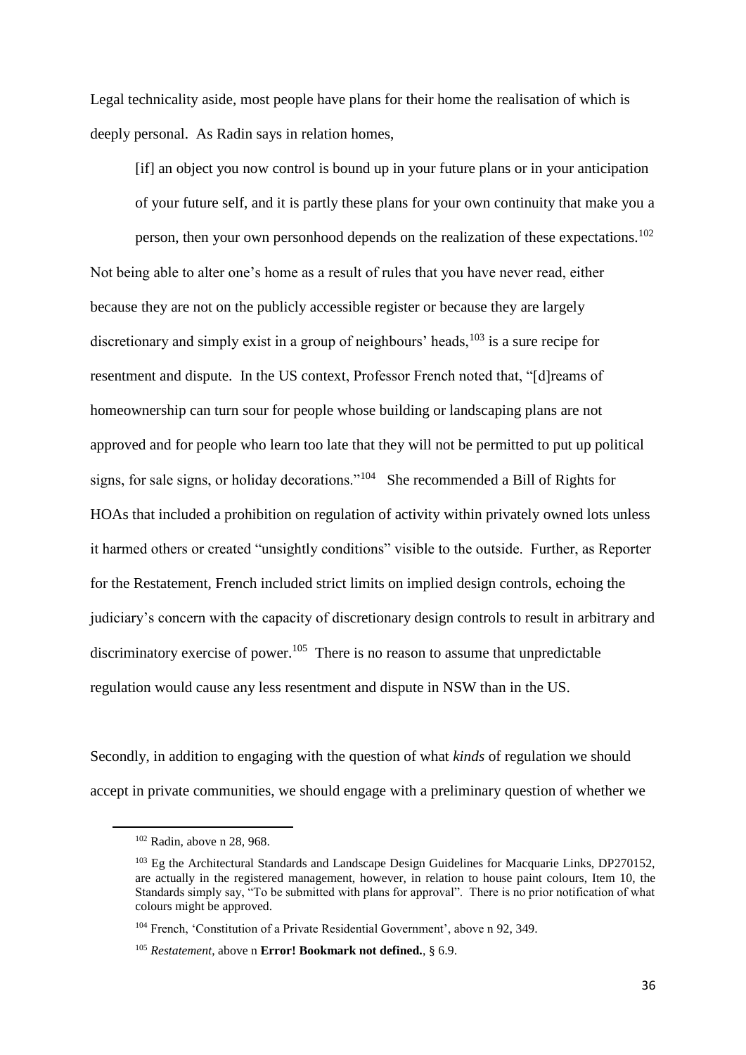Legal technicality aside, most people have plans for their home the realisation of which is deeply personal. As Radin says in relation homes,

> [if] an object you now control is bound up in your future plans or in your anticipation of your future self, and it is partly these plans for your own continuity that make you a person, then your own personhood depends on the realization of these expectations.[102]

Not being able to alter one's home as a result of rules that you have never read, either because they are not on the publicly accessible register or because they are largely discretionary and simply exist in a group of neighbours' heads,[103] is a sure recipe for resentment and dispute. In the US context, Professor French noted that, "[d]reams of homeownership can turn sour for people whose building or landscaping plans are not approved and for people who learn too late that they will not be permitted to put up political signs, for sale signs, or holiday decorations."[104] She recommended a Bill of Rights for HOAs that included a prohibition on regulation of activity within privately owned lots unless it harmed others or created "unsightly conditions" visible to the outside. Further, as Reporter for the Restatement, French included strict limits on implied design controls, echoing the judiciary's concern with the capacity of discretionary design controls to result in arbitrary and discriminatory exercise of power.[105] There is no reason to assume that unpredictable regulation would cause any less resentment and dispute in NSW than in the US.

Secondly, in addition to engaging with the question of what *kinds* of regulation we should accept in private communities, we should engage with a preliminary question of whether we

---

[102] Radin, above n 28, 968.

[103] Eg the Architectural Standards and Landscape Design Guidelines for Macquarie Links, DP270152, are actually in the registered management, however, in relation to house paint colours, Item 10, the Standards simply say, "To be submitted with plans for approval". There is no prior notification of what colours might be approved.

[104] French, 'Constitution of a Private Residential Government', above n 92, 349.

[105] *Restatement*, above n **Error! Bookmark not defined.**, § 6.9.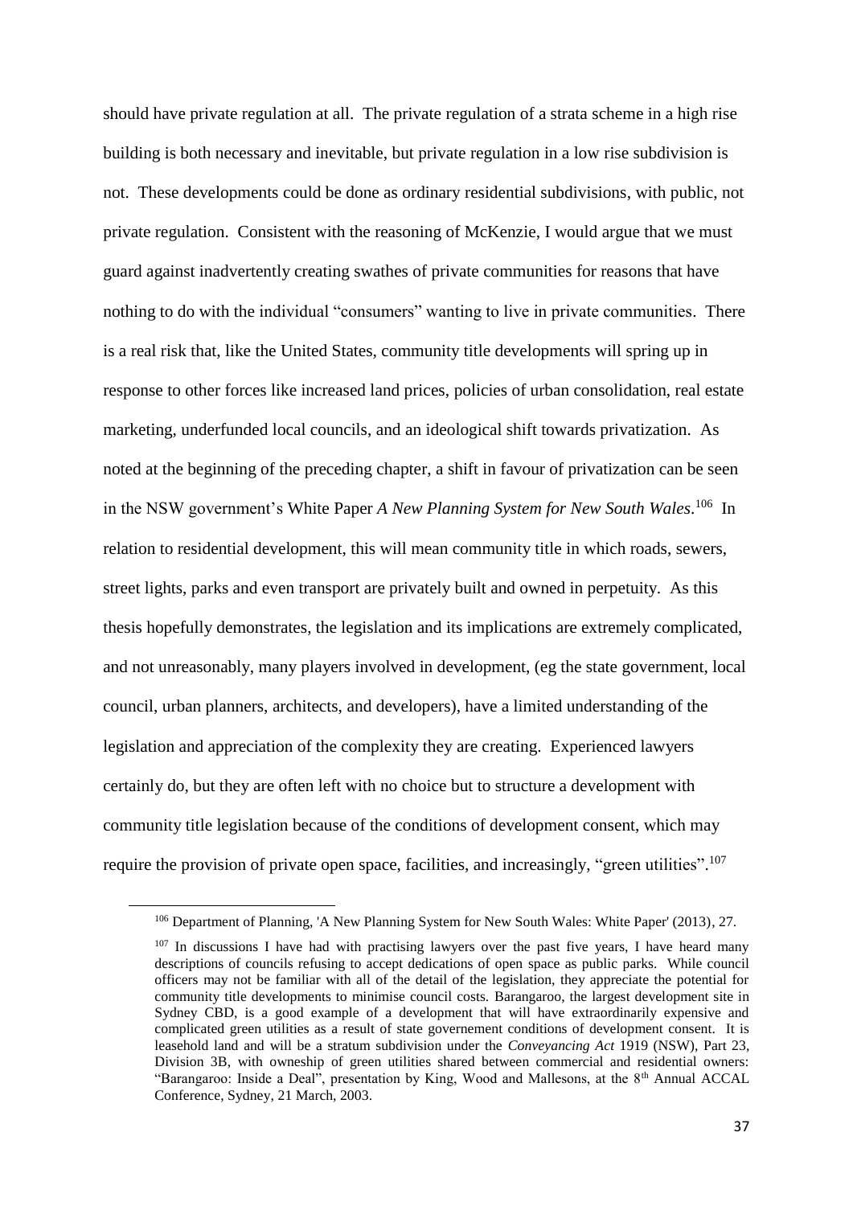should have private regulation at all. The private regulation of a strata scheme in a high rise building is both necessary and inevitable, but private regulation in a low rise subdivision is not. These developments could be done as ordinary residential subdivisions, with public, not private regulation. Consistent with the reasoning of McKenzie, I would argue that we must guard against inadvertently creating swathes of private communities for reasons that have nothing to do with the individual "consumers" wanting to live in private communities. There is a real risk that, like the United States, community title developments will spring up in response to other forces like increased land prices, policies of urban consolidation, real estate marketing, underfunded local councils, and an ideological shift towards privatization. As noted at the beginning of the preceding chapter, a shift in favour of privatization can be seen in the NSW government's White Paper *A New Planning System for New South Wales*.[106] In relation to residential development, this will mean community title in which roads, sewers, street lights, parks and even transport are privately built and owned in perpetuity. As this thesis hopefully demonstrates, the legislation and its implications are extremely complicated, and not unreasonably, many players involved in development, (eg the state government, local council, urban planners, architects, and developers), have a limited understanding of the legislation and appreciation of the complexity they are creating. Experienced lawyers certainly do, but they are often left with no choice but to structure a development with community title legislation because of the conditions of development consent, which may require the provision of private open space, facilities, and increasingly, "green utilities".[107]

---

[106] Department of Planning, 'A New Planning System for New South Wales: White Paper' (2013), 27.

[107] In discussions I have had with practising lawyers over the past five years, I have heard many descriptions of councils refusing to accept dedications of open space as public parks. While council officers may not be familiar with all of the detail of the legislation, they appreciate the potential for community title developments to minimise council costs. Barangaroo, the largest development site in Sydney CBD, is a good example of a development that will have extraordinarily expensive and complicated green utilities as a result of state governement conditions of development consent. It is leasehold land and will be a stratum subdivision under the *Conveyancing Act* 1919 (NSW), Part 23, Division 3B, with ownership of green utilities shared between commercial and residential owners: "Barangaroo: Inside a Deal", presentation by King, Wood and Mallesons, at the 8th Annual ACCAL Conference, Sydney, 21 March, 2003.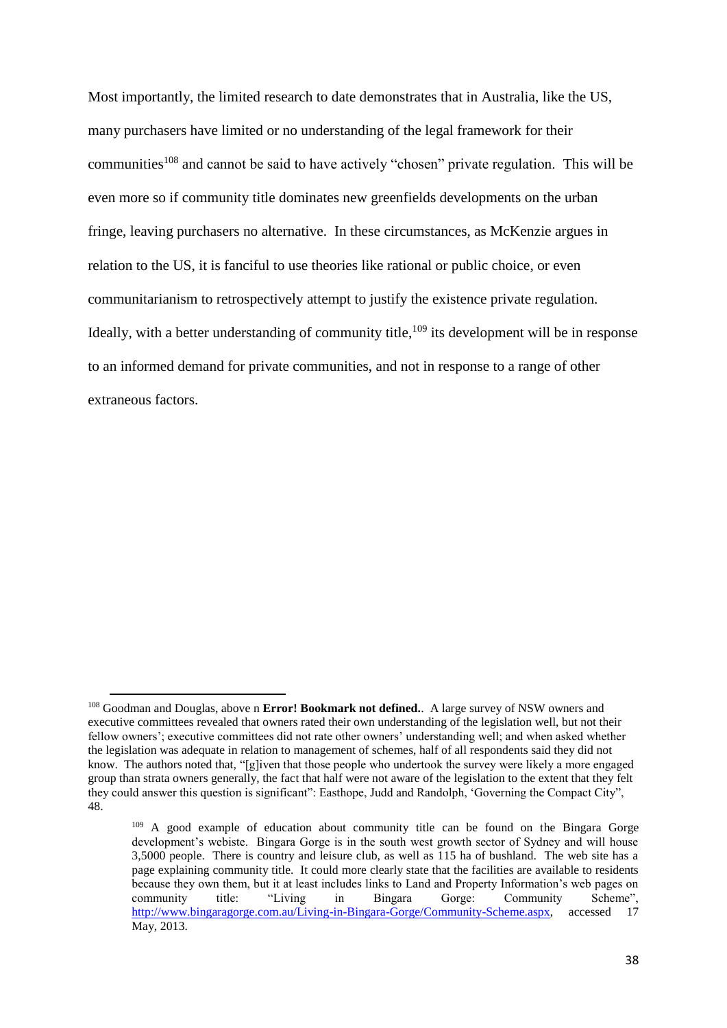Most importantly, the limited research to date demonstrates that in Australia, like the US, many purchasers have limited or no understanding of the legal framework for their communities[108] and cannot be said to have actively "chosen" private regulation. This will be even more so if community title dominates new greenfields developments on the urban fringe, leaving purchasers no alternative. In these circumstances, as McKenzie argues in relation to the US, it is fanciful to use theories like rational or public choice, or even communitarianism to retrospectively attempt to justify the existence private regulation. Ideally, with a better understanding of community title,[109] its development will be in response to an informed demand for private communities, and not in response to a range of other extraneous factors.

[108] Goodman and Douglas, above n **Error! Bookmark not defined.**. A large survey of NSW owners and executive committees revealed that owners rated their own understanding of the legislation well, but not their fellow owners'; executive committees did not rate other owners' understanding well; and when asked whether the legislation was adequate in relation to management of schemes, half of all respondents said they did not know. The authors noted that, "[g]iven that those people who undertook the survey were likely a more engaged group than strata owners generally, the fact that half were not aware of the legislation to the extent that they felt they could answer this question is significant": Easthope, Judd and Randolph, 'Governing the Compact City', 48.

[109] A good example of education about community title can be found on the Bingara Gorge development's webiste. Bingara Gorge is in the south west growth sector of Sydney and will house 3,5000 people. There is country and leisure club, as well as 115 ha of bushland. The web site has a page explaining community title. It could more clearly state that the facilities are available to residents because they own them, but it at least includes links to Land and Property Information's web pages on community title: "Living in Bingara Gorge: Community Scheme", http://www.bingaragorge.com.au/Living-in-Bingara-Gorge/Community-Scheme.aspx, accessed 17 May, 2013.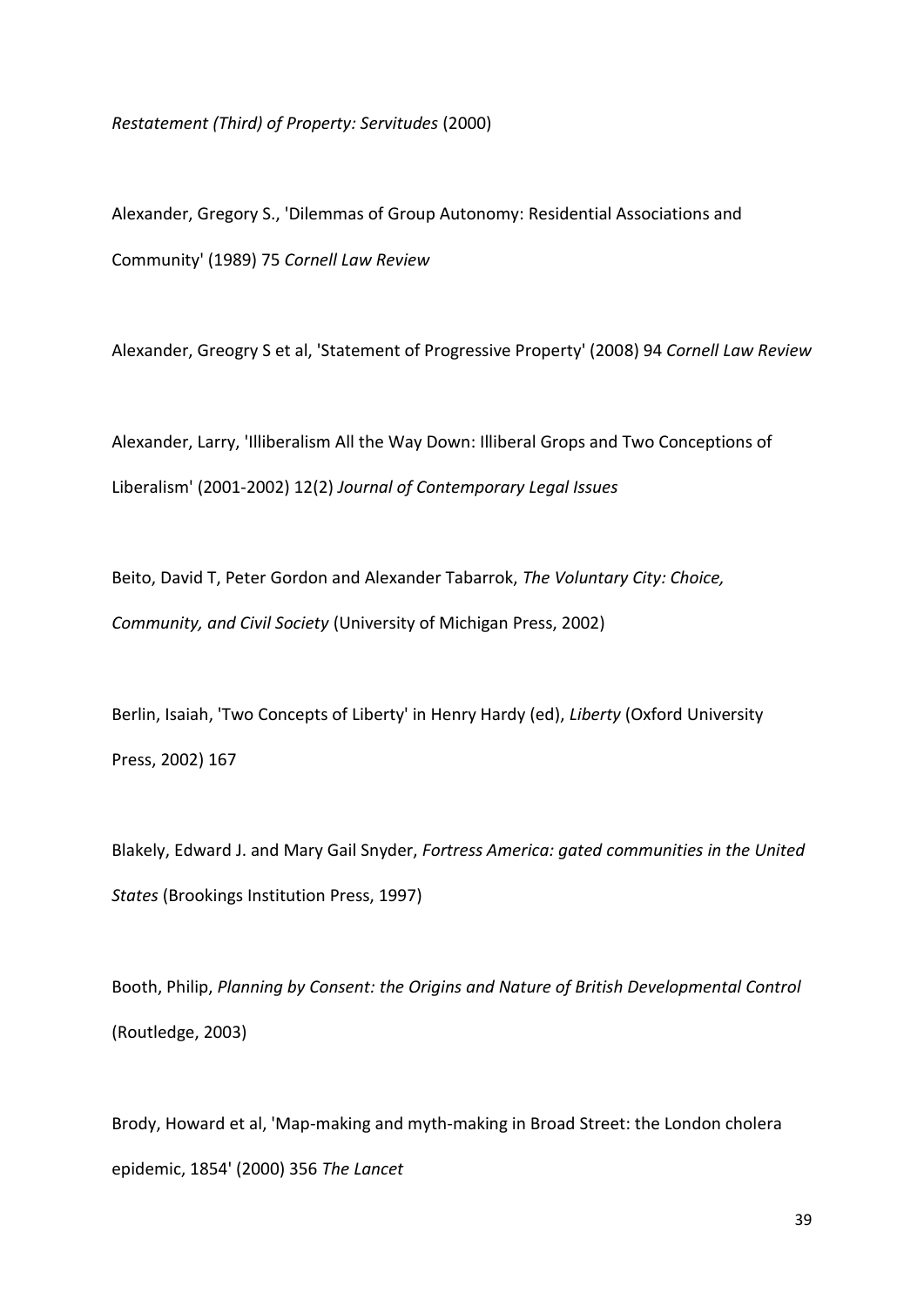*Restatement (Third) of Property: Servitudes* (2000)

Alexander, Gregory S., 'Dilemmas of Group Autonomy: Residential Associations and Community' (1989) 75 *Cornell Law Review*

Alexander, Greogry S et al, 'Statement of Progressive Property' (2008) 94 *Cornell Law Review*

Alexander, Larry, 'Illiberalism All the Way Down: Illiberal Grops and Two Conceptions of Liberalism' (2001-2002) 12(2) *Journal of Contemporary Legal Issues*

Beito, David T, Peter Gordon and Alexander Tabarrok, *The Voluntary City: Choice, Community, and Civil Society* (University of Michigan Press, 2002)

Berlin, Isaiah, 'Two Concepts of Liberty' in Henry Hardy (ed), *Liberty* (Oxford University Press, 2002) 167

Blakely, Edward J. and Mary Gail Snyder, *Fortress America: gated communities in the United States* (Brookings Institution Press, 1997)

Booth, Philip, *Planning by Consent: the Origins and Nature of British Developmental Control* (Routledge, 2003)

Brody, Howard et al, 'Map-making and myth-making in Broad Street: the London cholera epidemic, 1854' (2000) 356 *The Lancet*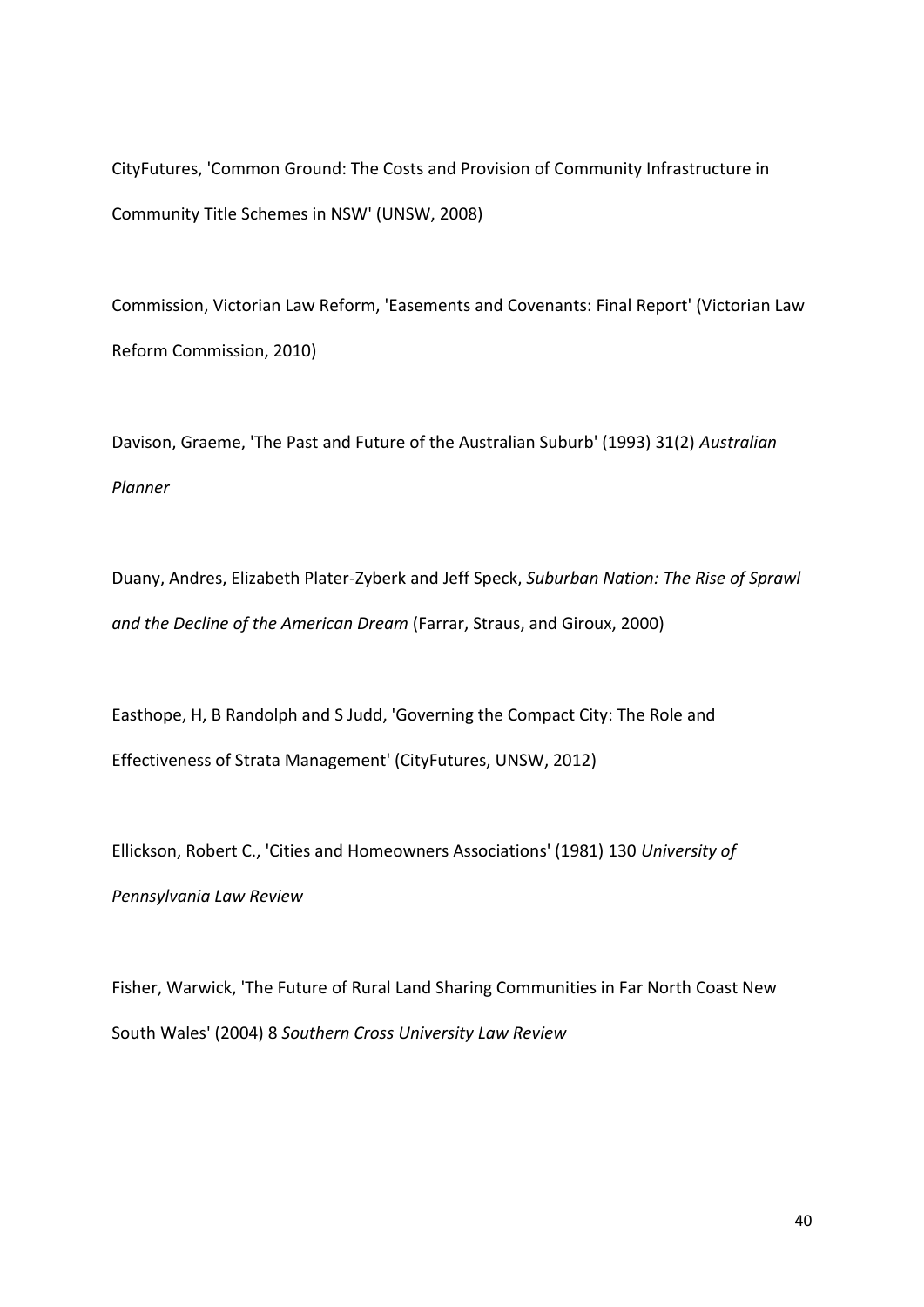CityFutures, 'Common Ground: The Costs and Provision of Community Infrastructure in Community Title Schemes in NSW' (UNSW, 2008)

Commission, Victorian Law Reform, 'Easements and Covenants: Final Report' (Victorian Law Reform Commission, 2010)

Davison, Graeme, 'The Past and Future of the Australian Suburb' (1993) 31(2) *Australian Planner*

Duany, Andres, Elizabeth Plater-Zyberk and Jeff Speck, *Suburban Nation: The Rise of Sprawl and the Decline of the American Dream* (Farrar, Straus, and Giroux, 2000)

Easthope, H, B Randolph and S Judd, 'Governing the Compact City: The Role and Effectiveness of Strata Management' (CityFutures, UNSW, 2012)

Ellickson, Robert C., 'Cities and Homeowners Associations' (1981) 130 *University of Pennsylvania Law Review*

Fisher, Warwick, 'The Future of Rural Land Sharing Communities in Far North Coast New South Wales' (2004) 8 *Southern Cross University Law Review*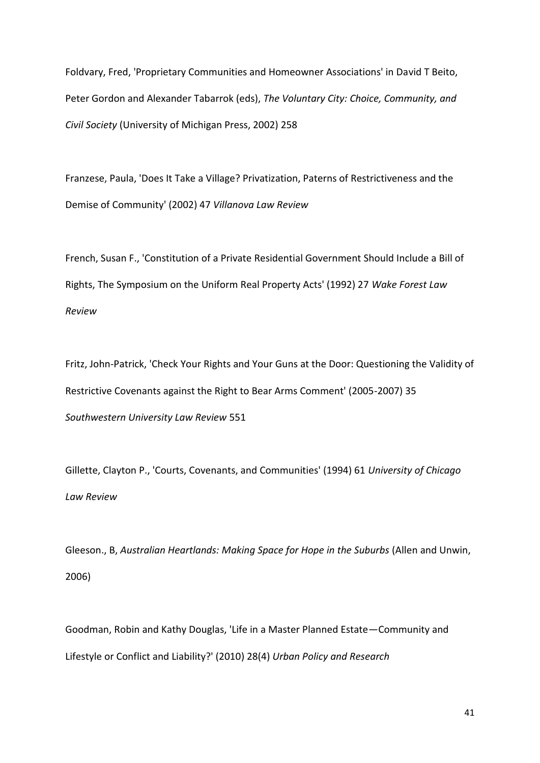Foldvary, Fred, 'Proprietary Communities and Homeowner Associations' in David T Beito, Peter Gordon and Alexander Tabarrok (eds), *The Voluntary City: Choice, Community, and Civil Society* (University of Michigan Press, 2002) 258

Franzese, Paula, 'Does It Take a Village? Privatization, Paterns of Restrictiveness and the Demise of Community' (2002) 47 *Villanova Law Review*

French, Susan F., 'Constitution of a Private Residential Government Should Include a Bill of Rights, The Symposium on the Uniform Real Property Acts' (1992) 27 *Wake Forest Law Review*

Fritz, John-Patrick, 'Check Your Rights and Your Guns at the Door: Questioning the Validity of Restrictive Covenants against the Right to Bear Arms Comment' (2005-2007) 35 *Southwestern University Law Review* 551

Gillette, Clayton P., 'Courts, Covenants, and Communities' (1994) 61 *University of Chicago Law Review*

Gleeson., B, *Australian Heartlands: Making Space for Hope in the Suburbs* (Allen and Unwin, 2006)

Goodman, Robin and Kathy Douglas, 'Life in a Master Planned Estate—Community and Lifestyle or Conflict and Liability?' (2010) 28(4) *Urban Policy and Research*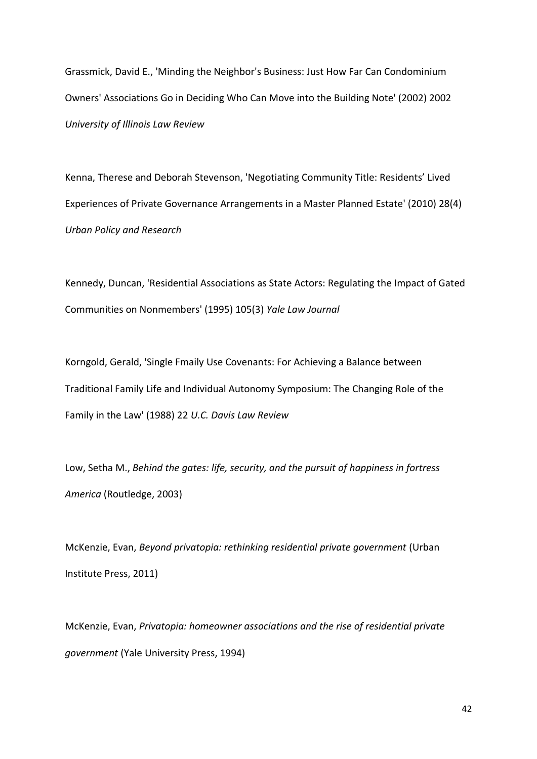Grassmick, David E., 'Minding the Neighbor's Business: Just How Far Can Condominium Owners' Associations Go in Deciding Who Can Move into the Building Note' (2002) 2002 *University of Illinois Law Review*

Kenna, Therese and Deborah Stevenson, 'Negotiating Community Title: Residents' Lived Experiences of Private Governance Arrangements in a Master Planned Estate' (2010) 28(4) *Urban Policy and Research*

Kennedy, Duncan, 'Residential Associations as State Actors: Regulating the Impact of Gated Communities on Nonmembers' (1995) 105(3) *Yale Law Journal*

Korngold, Gerald, 'Single Fmaily Use Covenants: For Achieving a Balance between Traditional Family Life and Individual Autonomy Symposium: The Changing Role of the Family in the Law' (1988) 22 *U.C. Davis Law Review*

Low, Setha M., *Behind the gates: life, security, and the pursuit of happiness in fortress America* (Routledge, 2003)

McKenzie, Evan, *Beyond privatopia: rethinking residential private government* (Urban Institute Press, 2011)

McKenzie, Evan, *Privatopia: homeowner associations and the rise of residential private government* (Yale University Press, 1994)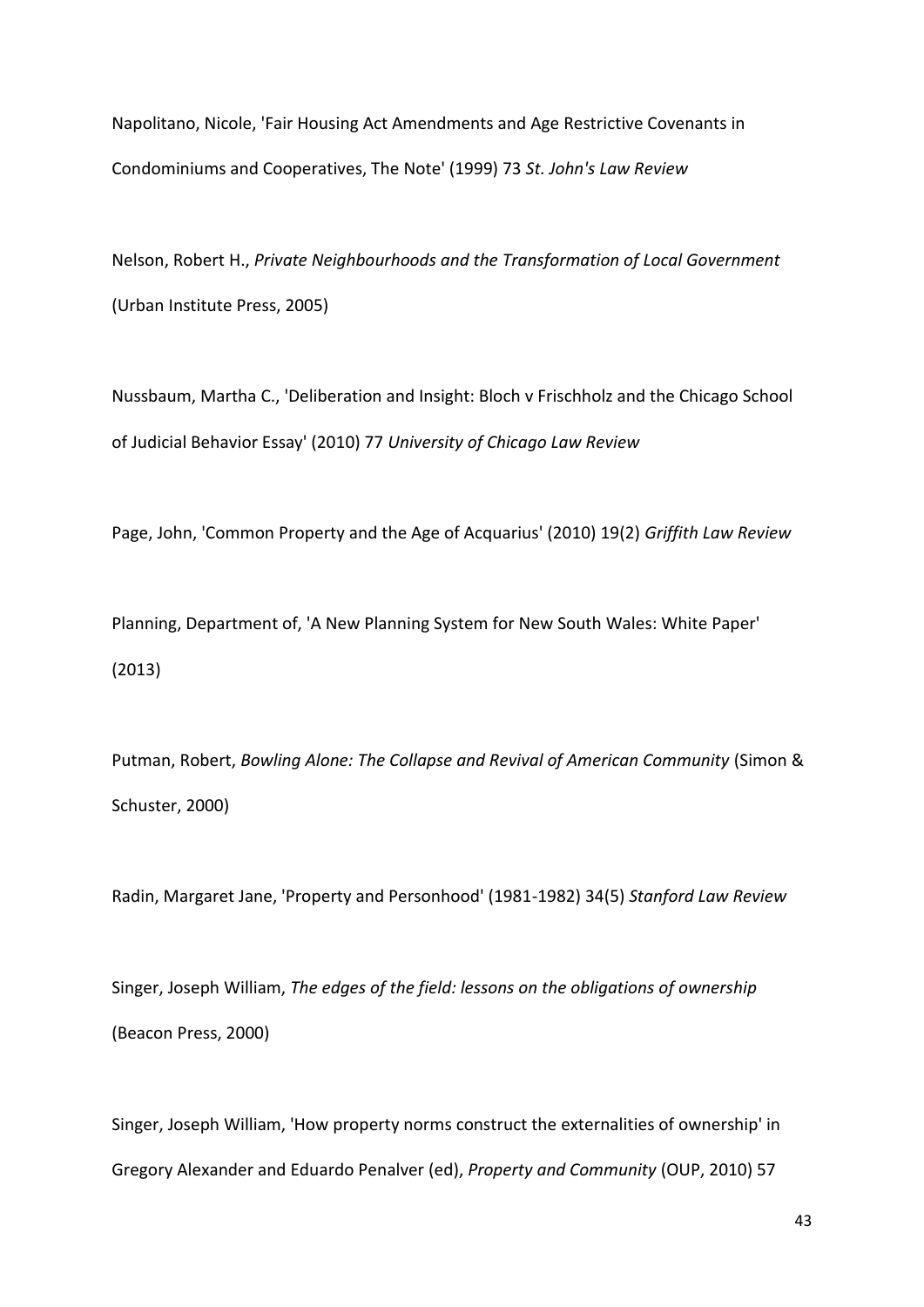Napolitano, Nicole, 'Fair Housing Act Amendments and Age Restrictive Covenants in Condominiums and Cooperatives, The Note' (1999) 73 *St. John's Law Review*

Nelson, Robert H., *Private Neighbourhoods and the Transformation of Local Government* (Urban Institute Press, 2005)

Nussbaum, Martha C., 'Deliberation and Insight: Bloch v Frischholz and the Chicago School of Judicial Behavior Essay' (2010) 77 *University of Chicago Law Review*

Page, John, 'Common Property and the Age of Acquarius' (2010) 19(2) *Griffith Law Review*

Planning, Department of, 'A New Planning System for New South Wales: White Paper' (2013)

Putman, Robert, *Bowling Alone: The Collapse and Revival of American Community* (Simon & Schuster, 2000)

Radin, Margaret Jane, 'Property and Personhood' (1981-1982) 34(5) *Stanford Law Review*

Singer, Joseph William, *The edges of the field: lessons on the obligations of ownership* (Beacon Press, 2000)

Singer, Joseph William, 'How property norms construct the externalities of ownership' in Gregory Alexander and Eduardo Penalver (ed), *Property and Community* (OUP, 2010) 57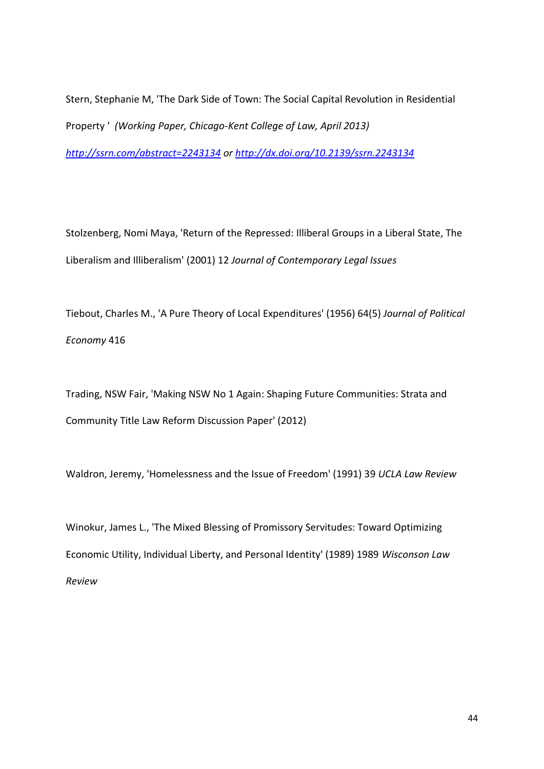Stern, Stephanie M, 'The Dark Side of Town: The Social Capital Revolution in Residential Property ' *(Working Paper, Chicago-Kent College of Law, April 2013)* *http://ssrn.com/abstract=2243134 or http://dx.doi.org/10.2139/ssrn.2243134*

Stolzenberg, Nomi Maya, 'Return of the Repressed: Illiberal Groups in a Liberal State, The Liberalism and Illiberalism' (2001) 12 *Journal of Contemporary Legal Issues*

Tiebout, Charles M., 'A Pure Theory of Local Expenditures' (1956) 64(5) *Journal of Political Economy* 416

Trading, NSW Fair, 'Making NSW No 1 Again: Shaping Future Communities: Strata and Community Title Law Reform Discussion Paper' (2012)

Waldron, Jeremy, 'Homelessness and the Issue of Freedom' (1991) 39 *UCLA Law Review*

Winokur, James L., 'The Mixed Blessing of Promissory Servitudes: Toward Optimizing Economic Utility, Individual Liberty, and Personal Identity' (1989) 1989 *Wisconson Law Review*